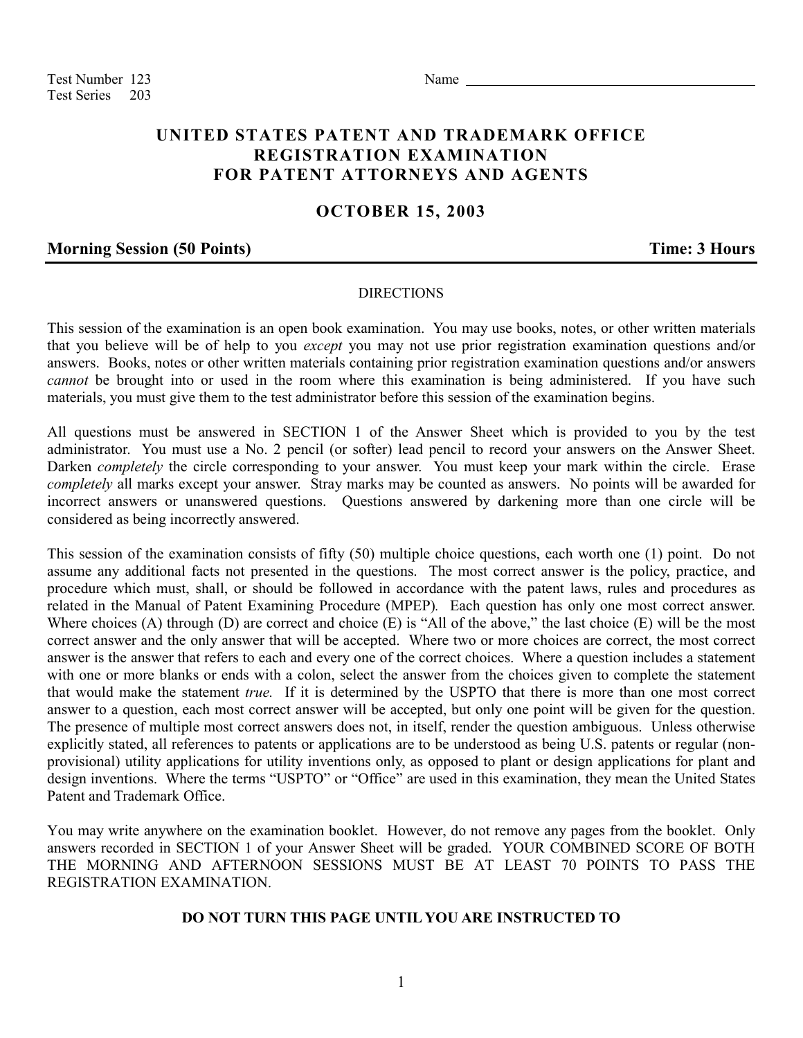Test Number 123
Test Series 203

Name ______________________________________

# UNITED STATES PATENT AND TRADEMARK OFFICE
# REGISTRATION EXAMINATION
# FOR PATENT ATTORNEYS AND AGENTS

## OCTOBER 15, 2003

**Morning Session (50 Points)** **Time: 3 Hours**

---

DIRECTIONS

This session of the examination is an open book examination. You may use books, notes, or other written materials that you believe will be of help to you *except* you may not use prior registration examination questions and/or answers. Books, notes or other written materials containing prior registration examination questions and/or answers *cannot* be brought into or used in the room where this examination is being administered. If you have such materials, you must give them to the test administrator before this session of the examination begins.

All questions must be answered in SECTION 1 of the Answer Sheet which is provided to you by the test administrator. You must use a No. 2 pencil (or softer) lead pencil to record your answers on the Answer Sheet. Darken *completely* the circle corresponding to your answer. You must keep your mark within the circle. Erase *completely* all marks except your answer. Stray marks may be counted as answers. No points will be awarded for incorrect answers or unanswered questions. Questions answered by darkening more than one circle will be considered as being incorrectly answered.

This session of the examination consists of fifty (50) multiple choice questions, each worth one (1) point. Do not assume any additional facts not presented in the questions. The most correct answer is the policy, practice, and procedure which must, shall, or should be followed in accordance with the patent laws, rules and procedures as related in the Manual of Patent Examining Procedure (MPEP)*.* Each question has only one most correct answer. Where choices (A) through (D) are correct and choice (E) is "All of the above," the last choice (E) will be the most correct answer and the only answer that will be accepted. Where two or more choices are correct, the most correct answer is the answer that refers to each and every one of the correct choices. Where a question includes a statement with one or more blanks or ends with a colon, select the answer from the choices given to complete the statement that would make the statement *true.* If it is determined by the USPTO that there is more than one most correct answer to a question, each most correct answer will be accepted, but only one point will be given for the question. The presence of multiple most correct answers does not, in itself, render the question ambiguous. Unless otherwise explicitly stated, all references to patents or applications are to be understood as being U.S. patents or regular (non-provisional) utility applications for utility inventions only, as opposed to plant or design applications for plant and design inventions. Where the terms "USPTO" or "Office" are used in this examination, they mean the United States Patent and Trademark Office.

You may write anywhere on the examination booklet. However, do not remove any pages from the booklet. Only answers recorded in SECTION 1 of your Answer Sheet will be graded. YOUR COMBINED SCORE OF BOTH THE MORNING AND AFTERNOON SESSIONS MUST BE AT LEAST 70 POINTS TO PASS THE REGISTRATION EXAMINATION.

**DO NOT TURN THIS PAGE UNTIL YOU ARE INSTRUCTED TO**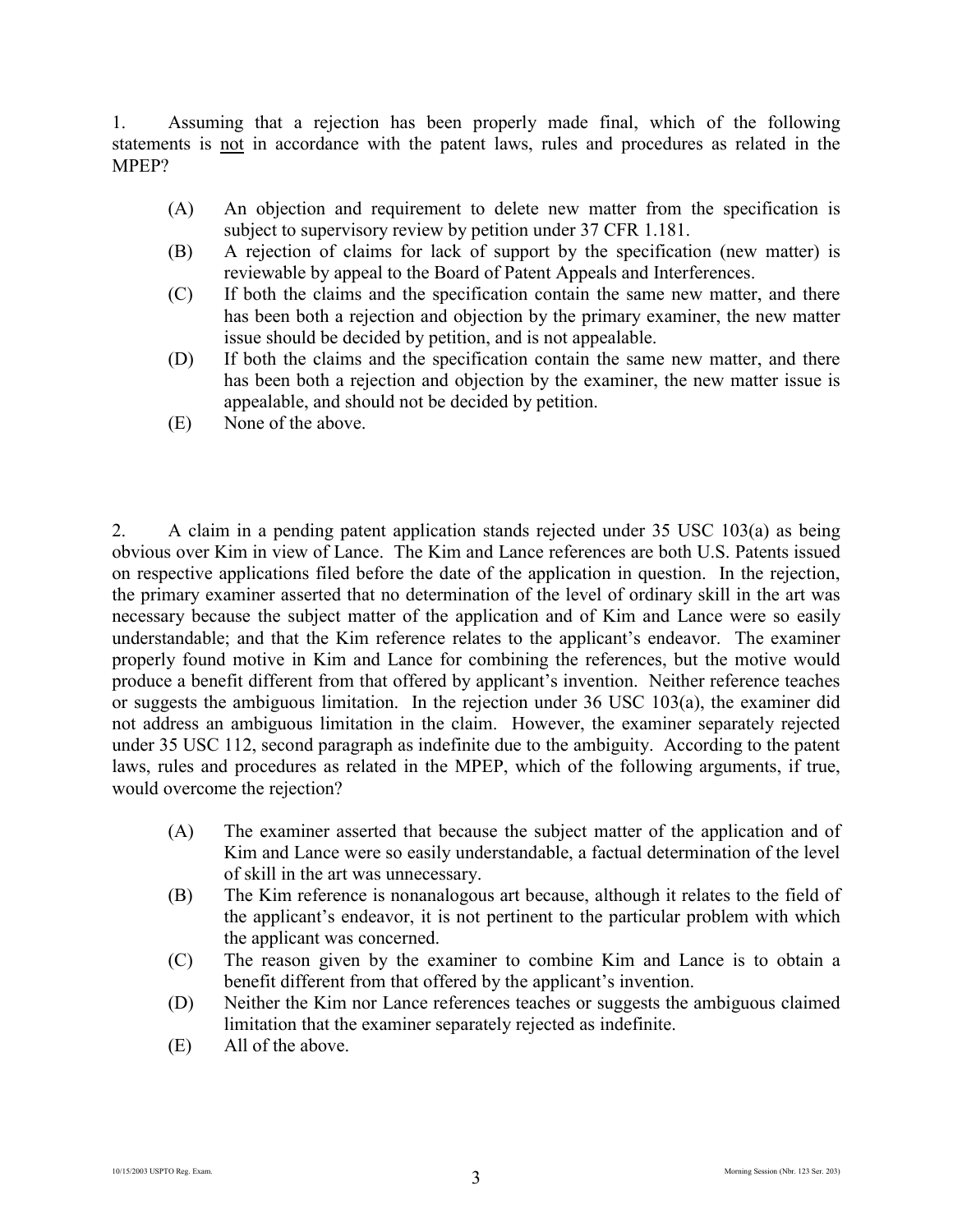1. Assuming that a rejection has been properly made final, which of the following statements is not in accordance with the patent laws, rules and procedures as related in the MPEP?

- (A) An objection and requirement to delete new matter from the specification is subject to supervisory review by petition under 37 CFR 1.181.
- (B) A rejection of claims for lack of support by the specification (new matter) is reviewable by appeal to the Board of Patent Appeals and Interferences.
- (C) If both the claims and the specification contain the same new matter, and there has been both a rejection and objection by the primary examiner, the new matter issue should be decided by petition, and is not appealable.
- (D) If both the claims and the specification contain the same new matter, and there has been both a rejection and objection by the examiner, the new matter issue is appealable, and should not be decided by petition.
- (E) None of the above.

2. A claim in a pending patent application stands rejected under 35 USC 103(a) as being obvious over Kim in view of Lance. The Kim and Lance references are both U.S. Patents issued on respective applications filed before the date of the application in question. In the rejection, the primary examiner asserted that no determination of the level of ordinary skill in the art was necessary because the subject matter of the application and of Kim and Lance were so easily understandable; and that the Kim reference relates to the applicant's endeavor. The examiner properly found motive in Kim and Lance for combining the references, but the motive would produce a benefit different from that offered by applicant's invention. Neither reference teaches or suggests the ambiguous limitation. In the rejection under 36 USC 103(a), the examiner did not address an ambiguous limitation in the claim. However, the examiner separately rejected under 35 USC 112, second paragraph as indefinite due to the ambiguity. According to the patent laws, rules and procedures as related in the MPEP, which of the following arguments, if true, would overcome the rejection?

- (A) The examiner asserted that because the subject matter of the application and of Kim and Lance were so easily understandable, a factual determination of the level of skill in the art was unnecessary.
- (B) The Kim reference is nonanalogous art because, although it relates to the field of the applicant's endeavor, it is not pertinent to the particular problem with which the applicant was concerned.
- (C) The reason given by the examiner to combine Kim and Lance is to obtain a benefit different from that offered by the applicant's invention.
- (D) Neither the Kim nor Lance references teaches or suggests the ambiguous claimed limitation that the examiner separately rejected as indefinite.
- (E) All of the above.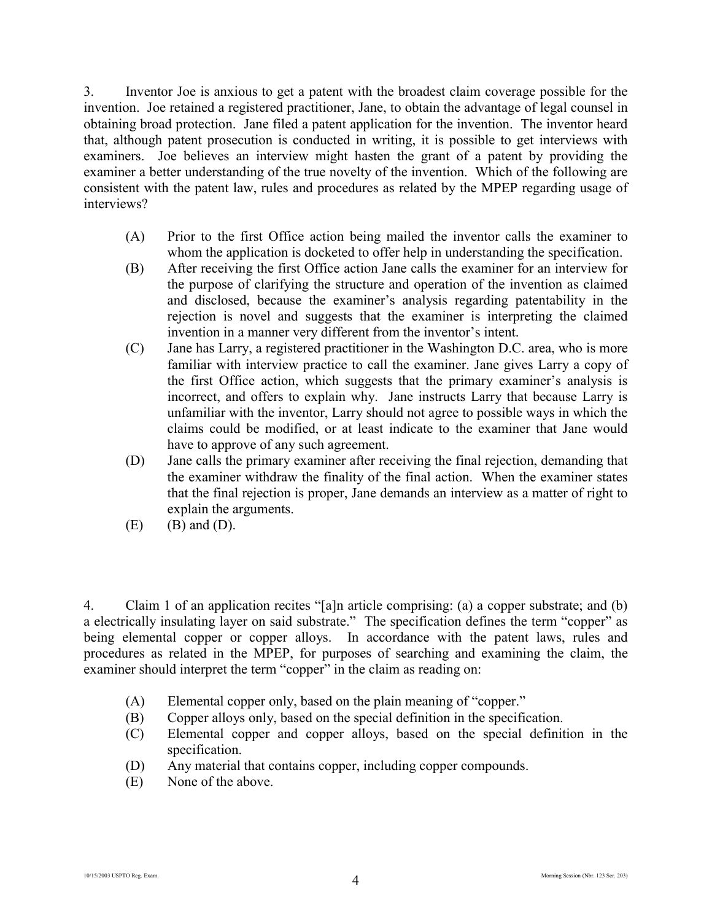3. Inventor Joe is anxious to get a patent with the broadest claim coverage possible for the invention. Joe retained a registered practitioner, Jane, to obtain the advantage of legal counsel in obtaining broad protection. Jane filed a patent application for the invention. The inventor heard that, although patent prosecution is conducted in writing, it is possible to get interviews with examiners. Joe believes an interview might hasten the grant of a patent by providing the examiner a better understanding of the true novelty of the invention. Which of the following are consistent with the patent law, rules and procedures as related by the MPEP regarding usage of interviews?

(A) Prior to the first Office action being mailed the inventor calls the examiner to whom the application is docketed to offer help in understanding the specification.

(B) After receiving the first Office action Jane calls the examiner for an interview for the purpose of clarifying the structure and operation of the invention as claimed and disclosed, because the examiner's analysis regarding patentability in the rejection is novel and suggests that the examiner is interpreting the claimed invention in a manner very different from the inventor's intent.

(C) Jane has Larry, a registered practitioner in the Washington D.C. area, who is more familiar with interview practice to call the examiner. Jane gives Larry a copy of the first Office action, which suggests that the primary examiner's analysis is incorrect, and offers to explain why. Jane instructs Larry that because Larry is unfamiliar with the inventor, Larry should not agree to possible ways in which the claims could be modified, or at least indicate to the examiner that Jane would have to approve of any such agreement.

(D) Jane calls the primary examiner after receiving the final rejection, demanding that the examiner withdraw the finality of the final action. When the examiner states that the final rejection is proper, Jane demands an interview as a matter of right to explain the arguments.

(E) (B) and (D).

4. Claim 1 of an application recites "[a]n article comprising: (a) a copper substrate; and (b) a electrically insulating layer on said substrate." The specification defines the term "copper" as being elemental copper or copper alloys. In accordance with the patent laws, rules and procedures as related in the MPEP, for purposes of searching and examining the claim, the examiner should interpret the term "copper" in the claim as reading on:

(A) Elemental copper only, based on the plain meaning of "copper."

(B) Copper alloys only, based on the special definition in the specification.

(C) Elemental copper and copper alloys, based on the special definition in the specification.

(D) Any material that contains copper, including copper compounds.

(E) None of the above.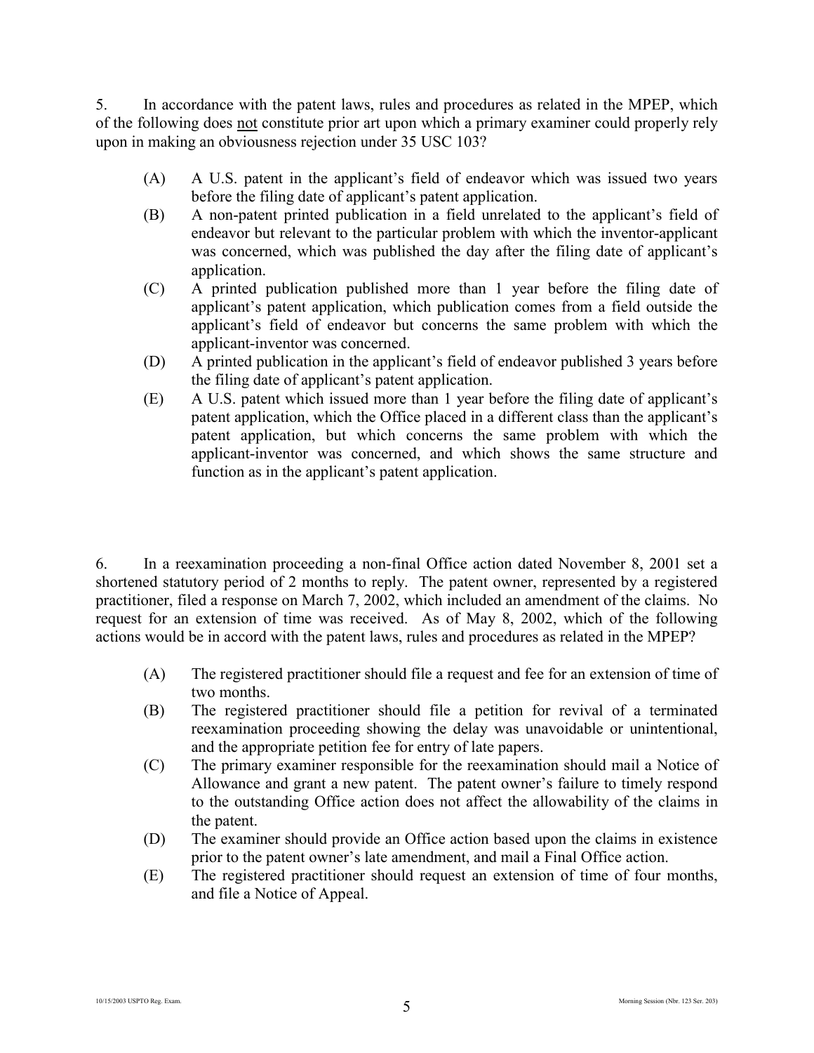5. In accordance with the patent laws, rules and procedures as related in the MPEP, which of the following does not constitute prior art upon which a primary examiner could properly rely upon in making an obviousness rejection under 35 USC 103?

(A) A U.S. patent in the applicant's field of endeavor which was issued two years before the filing date of applicant's patent application.

(B) A non-patent printed publication in a field unrelated to the applicant's field of endeavor but relevant to the particular problem with which the inventor-applicant was concerned, which was published the day after the filing date of applicant's application.

(C) A printed publication published more than 1 year before the filing date of applicant's patent application, which publication comes from a field outside the applicant's field of endeavor but concerns the same problem with which the applicant-inventor was concerned.

(D) A printed publication in the applicant's field of endeavor published 3 years before the filing date of applicant's patent application.

(E) A U.S. patent which issued more than 1 year before the filing date of applicant's patent application, which the Office placed in a different class than the applicant's patent application, but which concerns the same problem with which the applicant-inventor was concerned, and which shows the same structure and function as in the applicant's patent application.

6. In a reexamination proceeding a non-final Office action dated November 8, 2001 set a shortened statutory period of 2 months to reply. The patent owner, represented by a registered practitioner, filed a response on March 7, 2002, which included an amendment of the claims. No request for an extension of time was received. As of May 8, 2002, which of the following actions would be in accord with the patent laws, rules and procedures as related in the MPEP?

(A) The registered practitioner should file a request and fee for an extension of time of two months.

(B) The registered practitioner should file a petition for revival of a terminated reexamination proceeding showing the delay was unavoidable or unintentional, and the appropriate petition fee for entry of late papers.

(C) The primary examiner responsible for the reexamination should mail a Notice of Allowance and grant a new patent. The patent owner's failure to timely respond to the outstanding Office action does not affect the allowability of the claims in the patent.

(D) The examiner should provide an Office action based upon the claims in existence prior to the patent owner's late amendment, and mail a Final Office action.

(E) The registered practitioner should request an extension of time of four months, and file a Notice of Appeal.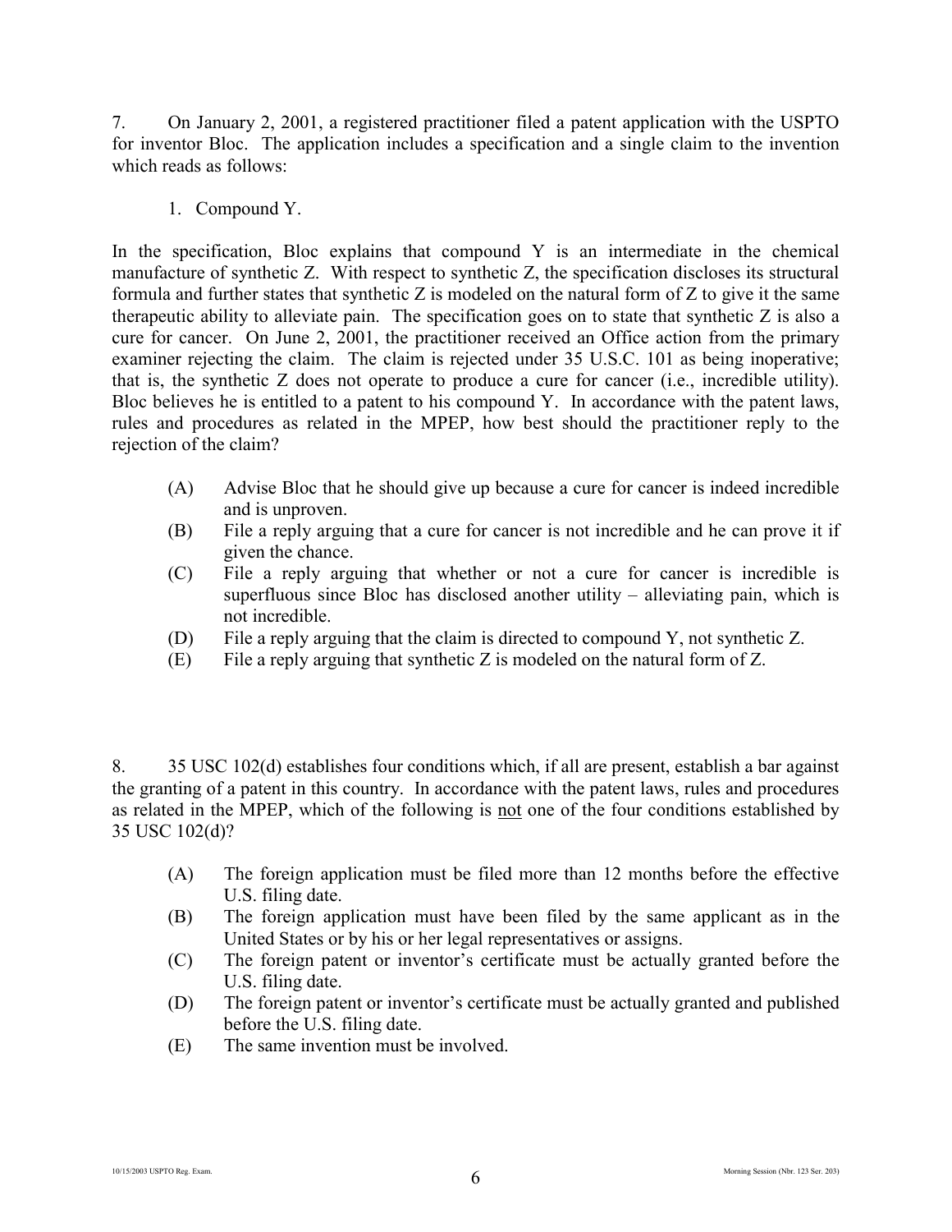7. On January 2, 2001, a registered practitioner filed a patent application with the USPTO for inventor Bloc. The application includes a specification and a single claim to the invention which reads as follows:

1. Compound Y.

In the specification, Bloc explains that compound Y is an intermediate in the chemical manufacture of synthetic Z. With respect to synthetic Z, the specification discloses its structural formula and further states that synthetic Z is modeled on the natural form of Z to give it the same therapeutic ability to alleviate pain. The specification goes on to state that synthetic Z is also a cure for cancer. On June 2, 2001, the practitioner received an Office action from the primary examiner rejecting the claim. The claim is rejected under 35 U.S.C. 101 as being inoperative; that is, the synthetic Z does not operate to produce a cure for cancer (i.e., incredible utility). Bloc believes he is entitled to a patent to his compound Y. In accordance with the patent laws, rules and procedures as related in the MPEP, how best should the practitioner reply to the rejection of the claim?

- (A) Advise Bloc that he should give up because a cure for cancer is indeed incredible and is unproven.
- (B) File a reply arguing that a cure for cancer is not incredible and he can prove it if given the chance.
- (C) File a reply arguing that whether or not a cure for cancer is incredible is superfluous since Bloc has disclosed another utility – alleviating pain, which is not incredible.
- (D) File a reply arguing that the claim is directed to compound Y, not synthetic Z.
- (E) File a reply arguing that synthetic Z is modeled on the natural form of Z.

8. 35 USC 102(d) establishes four conditions which, if all are present, establish a bar against the granting of a patent in this country. In accordance with the patent laws, rules and procedures as related in the MPEP, which of the following is <u>not</u> one of the four conditions established by 35 USC 102(d)?

- (A) The foreign application must be filed more than 12 months before the effective U.S. filing date.
- (B) The foreign application must have been filed by the same applicant as in the United States or by his or her legal representatives or assigns.
- (C) The foreign patent or inventor's certificate must be actually granted before the U.S. filing date.
- (D) The foreign patent or inventor's certificate must be actually granted and published before the U.S. filing date.
- (E) The same invention must be involved.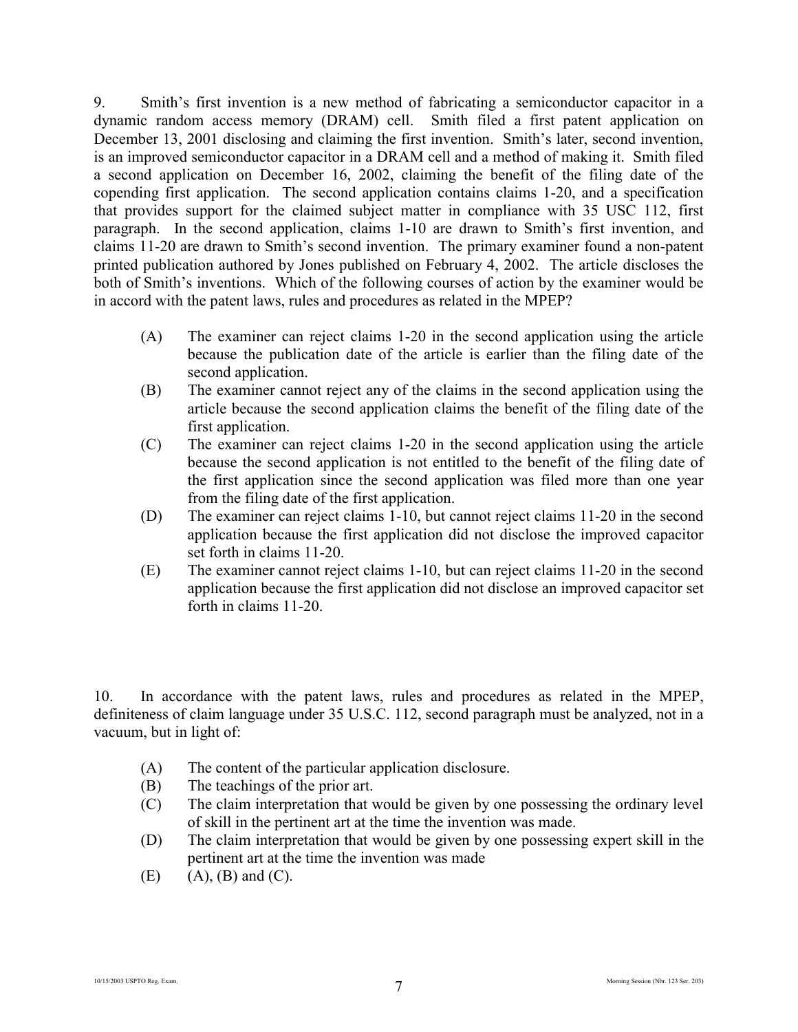9. Smith's first invention is a new method of fabricating a semiconductor capacitor in a dynamic random access memory (DRAM) cell. Smith filed a first patent application on December 13, 2001 disclosing and claiming the first invention. Smith's later, second invention, is an improved semiconductor capacitor in a DRAM cell and a method of making it. Smith filed a second application on December 16, 2002, claiming the benefit of the filing date of the copending first application. The second application contains claims 1-20, and a specification that provides support for the claimed subject matter in compliance with 35 USC 112, first paragraph. In the second application, claims 1-10 are drawn to Smith's first invention, and claims 11-20 are drawn to Smith's second invention. The primary examiner found a non-patent printed publication authored by Jones published on February 4, 2002. The article discloses the both of Smith's inventions. Which of the following courses of action by the examiner would be in accord with the patent laws, rules and procedures as related in the MPEP?

- (A) The examiner can reject claims 1-20 in the second application using the article because the publication date of the article is earlier than the filing date of the second application.
- (B) The examiner cannot reject any of the claims in the second application using the article because the second application claims the benefit of the filing date of the first application.
- (C) The examiner can reject claims 1-20 in the second application using the article because the second application is not entitled to the benefit of the filing date of the first application since the second application was filed more than one year from the filing date of the first application.
- (D) The examiner can reject claims 1-10, but cannot reject claims 11-20 in the second application because the first application did not disclose the improved capacitor set forth in claims 11-20.
- (E) The examiner cannot reject claims 1-10, but can reject claims 11-20 in the second application because the first application did not disclose an improved capacitor set forth in claims 11-20.

10. In accordance with the patent laws, rules and procedures as related in the MPEP, definiteness of claim language under 35 U.S.C. 112, second paragraph must be analyzed, not in a vacuum, but in light of:

- (A) The content of the particular application disclosure.
- (B) The teachings of the prior art.
- (C) The claim interpretation that would be given by one possessing the ordinary level of skill in the pertinent art at the time the invention was made.
- (D) The claim interpretation that would be given by one possessing expert skill in the pertinent art at the time the invention was made
- (E) (A), (B) and (C).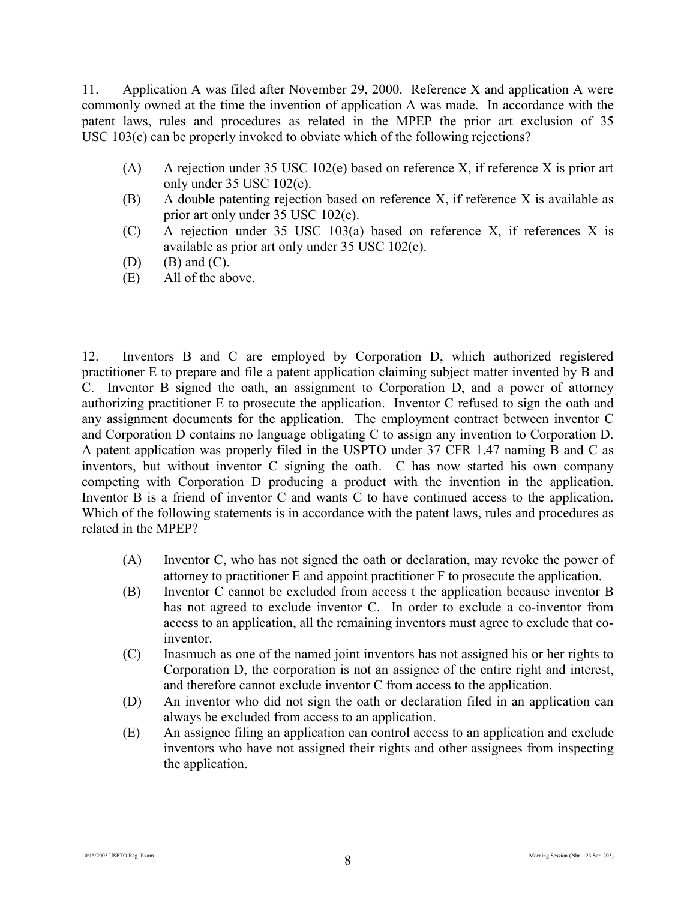11. Application A was filed after November 29, 2000. Reference X and application A were commonly owned at the time the invention of application A was made. In accordance with the patent laws, rules and procedures as related in the MPEP the prior art exclusion of 35 USC 103(c) can be properly invoked to obviate which of the following rejections?

(A) A rejection under 35 USC 102(e) based on reference X, if reference X is prior art only under 35 USC 102(e).
(B) A double patenting rejection based on reference X, if reference X is available as prior art only under 35 USC 102(e).
(C) A rejection under 35 USC 103(a) based on reference X, if references X is available as prior art only under 35 USC 102(e).
(D) (B) and (C).
(E) All of the above.

12. Inventors B and C are employed by Corporation D, which authorized registered practitioner E to prepare and file a patent application claiming subject matter invented by B and C. Inventor B signed the oath, an assignment to Corporation D, and a power of attorney authorizing practitioner E to prosecute the application. Inventor C refused to sign the oath and any assignment documents for the application. The employment contract between inventor C and Corporation D contains no language obligating C to assign any invention to Corporation D. A patent application was properly filed in the USPTO under 37 CFR 1.47 naming B and C as inventors, but without inventor C signing the oath. C has now started his own company competing with Corporation D producing a product with the invention in the application. Inventor B is a friend of inventor C and wants C to have continued access to the application. Which of the following statements is in accordance with the patent laws, rules and procedures as related in the MPEP?

(A) Inventor C, who has not signed the oath or declaration, may revoke the power of attorney to practitioner E and appoint practitioner F to prosecute the application.
(B) Inventor C cannot be excluded from access t the application because inventor B has not agreed to exclude inventor C. In order to exclude a co-inventor from access to an application, all the remaining inventors must agree to exclude that co-inventor.
(C) Inasmuch as one of the named joint inventors has not assigned his or her rights to Corporation D, the corporation is not an assignee of the entire right and interest, and therefore cannot exclude inventor C from access to the application.
(D) An inventor who did not sign the oath or declaration filed in an application can always be excluded from access to an application.
(E) An assignee filing an application can control access to an application and exclude inventors who have not assigned their rights and other assignees from inspecting the application.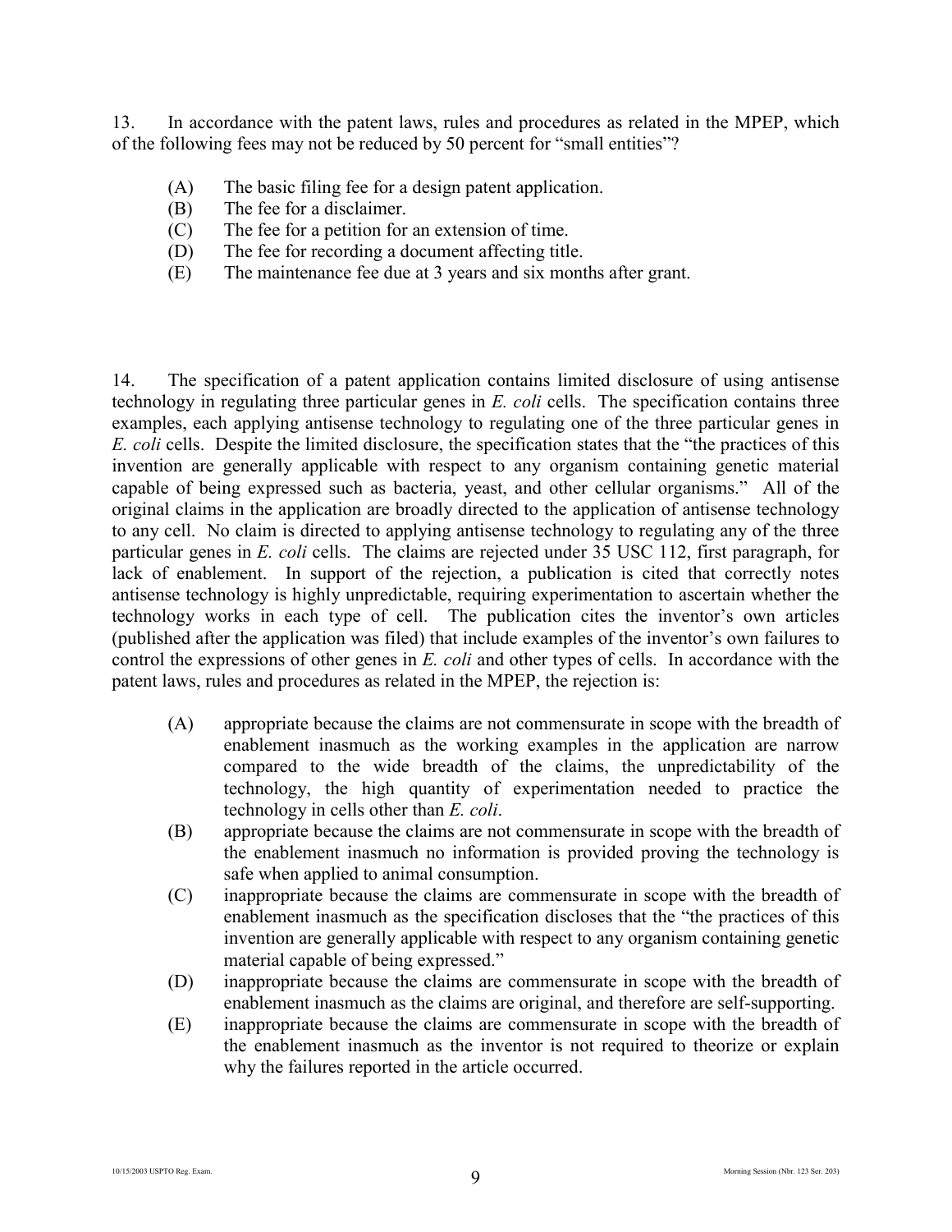13. In accordance with the patent laws, rules and procedures as related in the MPEP, which of the following fees may not be reduced by 50 percent for "small entities"?

- (A) The basic filing fee for a design patent application.
- (B) The fee for a disclaimer.
- (C) The fee for a petition for an extension of time.
- (D) The fee for recording a document affecting title.
- (E) The maintenance fee due at 3 years and six months after grant.

14. The specification of a patent application contains limited disclosure of using antisense technology in regulating three particular genes in *E. coli* cells. The specification contains three examples, each applying antisense technology to regulating one of the three particular genes in *E. coli* cells. Despite the limited disclosure, the specification states that the "the practices of this invention are generally applicable with respect to any organism containing genetic material capable of being expressed such as bacteria, yeast, and other cellular organisms." All of the original claims in the application are broadly directed to the application of antisense technology to any cell. No claim is directed to applying antisense technology to regulating any of the three particular genes in *E. coli* cells. The claims are rejected under 35 USC 112, first paragraph, for lack of enablement. In support of the rejection, a publication is cited that correctly notes antisense technology is highly unpredictable, requiring experimentation to ascertain whether the technology works in each type of cell. The publication cites the inventor's own articles (published after the application was filed) that include examples of the inventor's own failures to control the expressions of other genes in *E. coli* and other types of cells. In accordance with the patent laws, rules and procedures as related in the MPEP, the rejection is:

- (A) appropriate because the claims are not commensurate in scope with the breadth of enablement inasmuch as the working examples in the application are narrow compared to the wide breadth of the claims, the unpredictability of the technology, the high quantity of experimentation needed to practice the technology in cells other than *E. coli*.
- (B) appropriate because the claims are not commensurate in scope with the breadth of the enablement inasmuch no information is provided proving the technology is safe when applied to animal consumption.
- (C) inappropriate because the claims are commensurate in scope with the breadth of enablement inasmuch as the specification discloses that the "the practices of this invention are generally applicable with respect to any organism containing genetic material capable of being expressed."
- (D) inappropriate because the claims are commensurate in scope with the breadth of enablement inasmuch as the claims are original, and therefore are self-supporting.
- (E) inappropriate because the claims are commensurate in scope with the breadth of the enablement inasmuch as the inventor is not required to theorize or explain why the failures reported in the article occurred.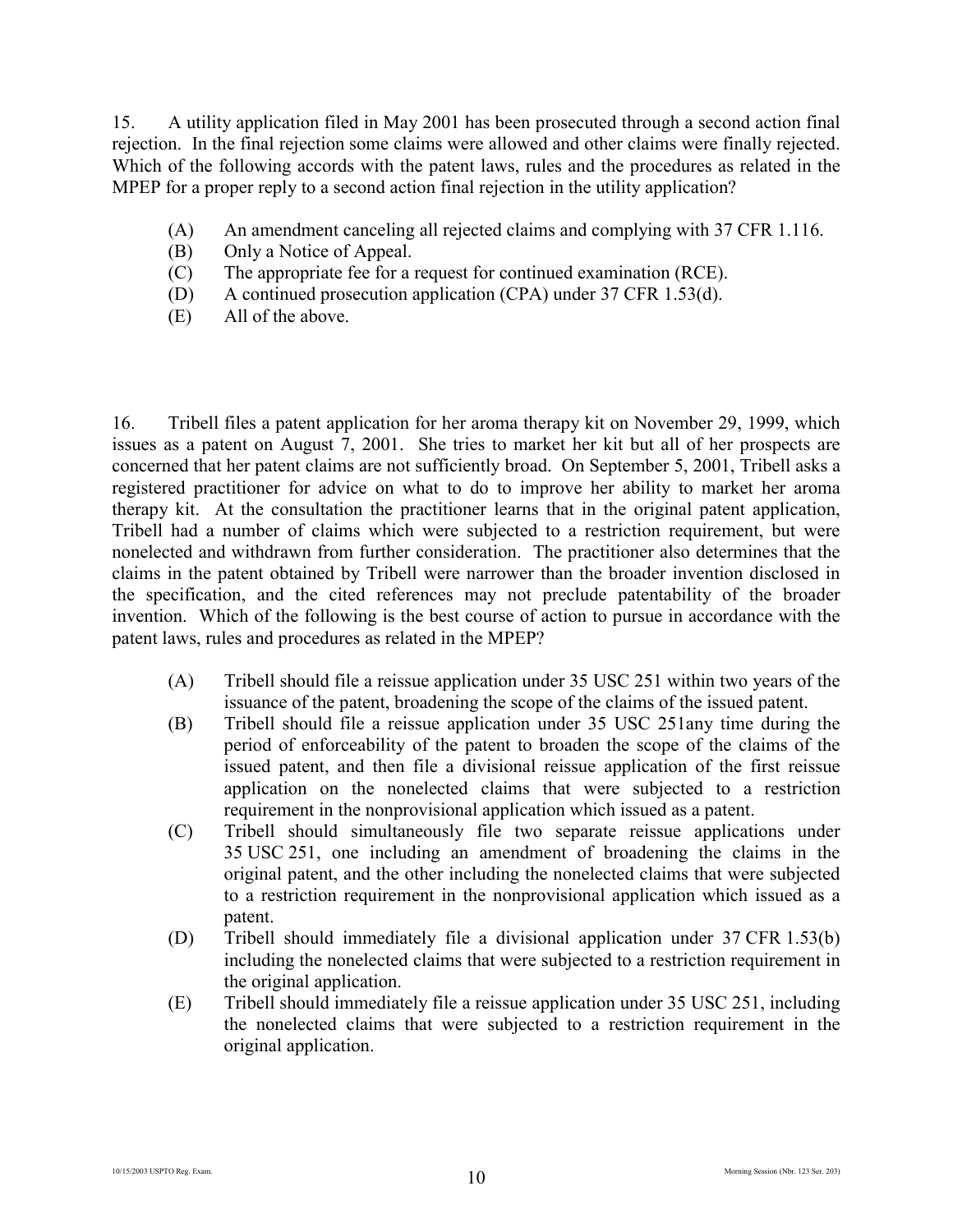15. A utility application filed in May 2001 has been prosecuted through a second action final rejection. In the final rejection some claims were allowed and other claims were finally rejected. Which of the following accords with the patent laws, rules and the procedures as related in the MPEP for a proper reply to a second action final rejection in the utility application?

- (A) An amendment canceling all rejected claims and complying with 37 CFR 1.116.
- (B) Only a Notice of Appeal.
- (C) The appropriate fee for a request for continued examination (RCE).
- (D) A continued prosecution application (CPA) under 37 CFR 1.53(d).
- (E) All of the above.

16. Tribell files a patent application for her aroma therapy kit on November 29, 1999, which issues as a patent on August 7, 2001. She tries to market her kit but all of her prospects are concerned that her patent claims are not sufficiently broad. On September 5, 2001, Tribell asks a registered practitioner for advice on what to do to improve her ability to market her aroma therapy kit. At the consultation the practitioner learns that in the original patent application, Tribell had a number of claims which were subjected to a restriction requirement, but were nonelected and withdrawn from further consideration. The practitioner also determines that the claims in the patent obtained by Tribell were narrower than the broader invention disclosed in the specification, and the cited references may not preclude patentability of the broader invention. Which of the following is the best course of action to pursue in accordance with the patent laws, rules and procedures as related in the MPEP?

- (A) Tribell should file a reissue application under 35 USC 251 within two years of the issuance of the patent, broadening the scope of the claims of the issued patent.
- (B) Tribell should file a reissue application under 35 USC 251any time during the period of enforceability of the patent to broaden the scope of the claims of the issued patent, and then file a divisional reissue application of the first reissue application on the nonelected claims that were subjected to a restriction requirement in the nonprovisional application which issued as a patent.
- (C) Tribell should simultaneously file two separate reissue applications under 35 USC 251, one including an amendment of broadening the claims in the original patent, and the other including the nonelected claims that were subjected to a restriction requirement in the nonprovisional application which issued as a patent.
- (D) Tribell should immediately file a divisional application under 37 CFR 1.53(b) including the nonelected claims that were subjected to a restriction requirement in the original application.
- (E) Tribell should immediately file a reissue application under 35 USC 251, including the nonelected claims that were subjected to a restriction requirement in the original application.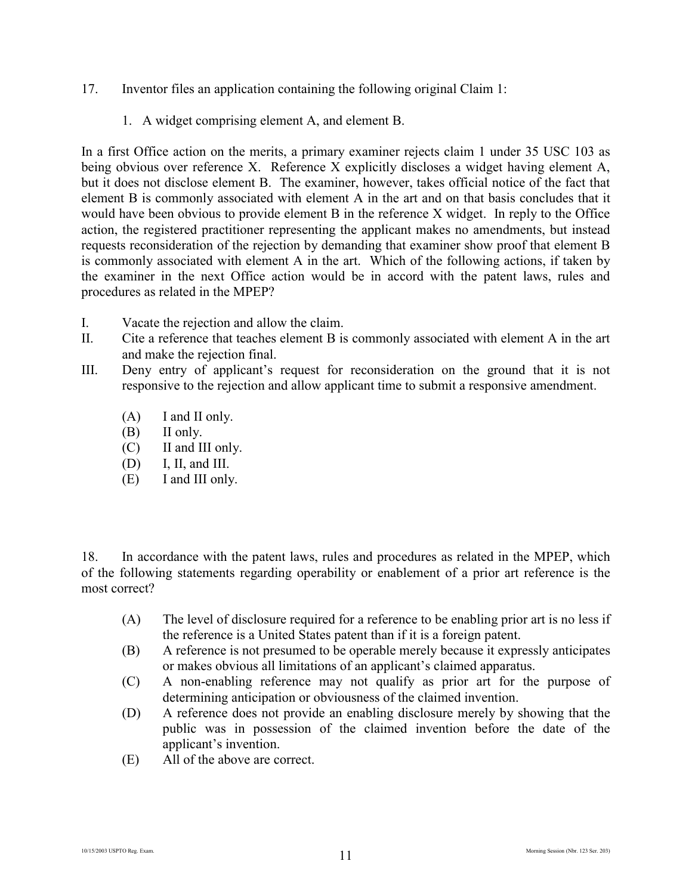17. Inventor files an application containing the following original Claim 1:

    1. A widget comprising element A, and element B.

In a first Office action on the merits, a primary examiner rejects claim 1 under 35 USC 103 as being obvious over reference X. Reference X explicitly discloses a widget having element A, but it does not disclose element B. The examiner, however, takes official notice of the fact that element B is commonly associated with element A in the art and on that basis concludes that it would have been obvious to provide element B in the reference X widget. In reply to the Office action, the registered practitioner representing the applicant makes no amendments, but instead requests reconsideration of the rejection by demanding that examiner show proof that element B is commonly associated with element A in the art. Which of the following actions, if taken by the examiner in the next Office action would be in accord with the patent laws, rules and procedures as related in the MPEP?

I. Vacate the rejection and allow the claim.
II. Cite a reference that teaches element B is commonly associated with element A in the art and make the rejection final.
III. Deny entry of applicant's request for reconsideration on the ground that it is not responsive to the rejection and allow applicant time to submit a responsive amendment.

- (A) I and II only.
- (B) II only.
- (C) II and III only.
- (D) I, II, and III.
- (E) I and III only.

18. In accordance with the patent laws, rules and procedures as related in the MPEP, which of the following statements regarding operability or enablement of a prior art reference is the most correct?

- (A) The level of disclosure required for a reference to be enabling prior art is no less if the reference is a United States patent than if it is a foreign patent.
- (B) A reference is not presumed to be operable merely because it expressly anticipates or makes obvious all limitations of an applicant's claimed apparatus.
- (C) A non-enabling reference may not qualify as prior art for the purpose of determining anticipation or obviousness of the claimed invention.
- (D) A reference does not provide an enabling disclosure merely by showing that the public was in possession of the claimed invention before the date of the applicant's invention.
- (E) All of the above are correct.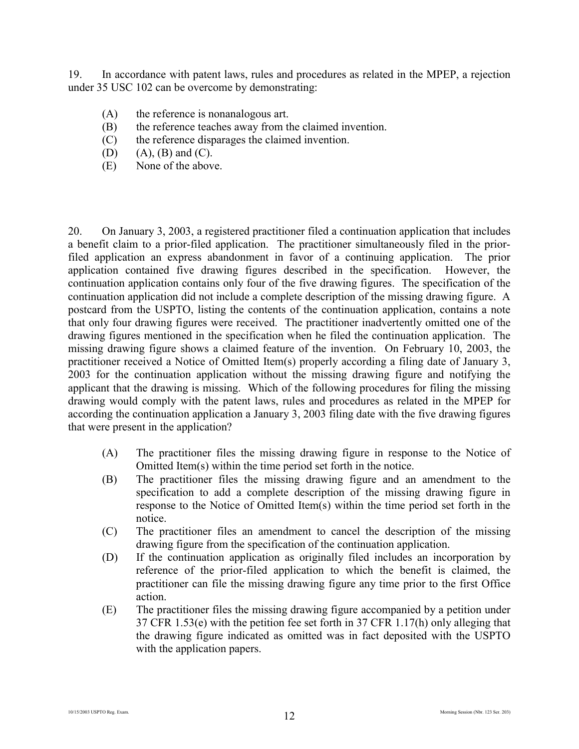19. In accordance with patent laws, rules and procedures as related in the MPEP, a rejection under 35 USC 102 can be overcome by demonstrating:

(A) the reference is nonanalogous art.
(B) the reference teaches away from the claimed invention.
(C) the reference disparages the claimed invention.
(D) (A), (B) and (C).
(E) None of the above.

20. On January 3, 2003, a registered practitioner filed a continuation application that includes a benefit claim to a prior-filed application. The practitioner simultaneously filed in the prior-filed application an express abandonment in favor of a continuing application. The prior application contained five drawing figures described in the specification. However, the continuation application contains only four of the five drawing figures. The specification of the continuation application did not include a complete description of the missing drawing figure. A postcard from the USPTO, listing the contents of the continuation application, contains a note that only four drawing figures were received. The practitioner inadvertently omitted one of the drawing figures mentioned in the specification when he filed the continuation application. The missing drawing figure shows a claimed feature of the invention. On February 10, 2003, the practitioner received a Notice of Omitted Item(s) properly according a filing date of January 3, 2003 for the continuation application without the missing drawing figure and notifying the applicant that the drawing is missing. Which of the following procedures for filing the missing drawing would comply with the patent laws, rules and procedures as related in the MPEP for according the continuation application a January 3, 2003 filing date with the five drawing figures that were present in the application?

(A) The practitioner files the missing drawing figure in response to the Notice of Omitted Item(s) within the time period set forth in the notice.
(B) The practitioner files the missing drawing figure and an amendment to the specification to add a complete description of the missing drawing figure in response to the Notice of Omitted Item(s) within the time period set forth in the notice.
(C) The practitioner files an amendment to cancel the description of the missing drawing figure from the specification of the continuation application.
(D) If the continuation application as originally filed includes an incorporation by reference of the prior-filed application to which the benefit is claimed, the practitioner can file the missing drawing figure any time prior to the first Office action.
(E) The practitioner files the missing drawing figure accompanied by a petition under 37 CFR 1.53(e) with the petition fee set forth in 37 CFR 1.17(h) only alleging that the drawing figure indicated as omitted was in fact deposited with the USPTO with the application papers.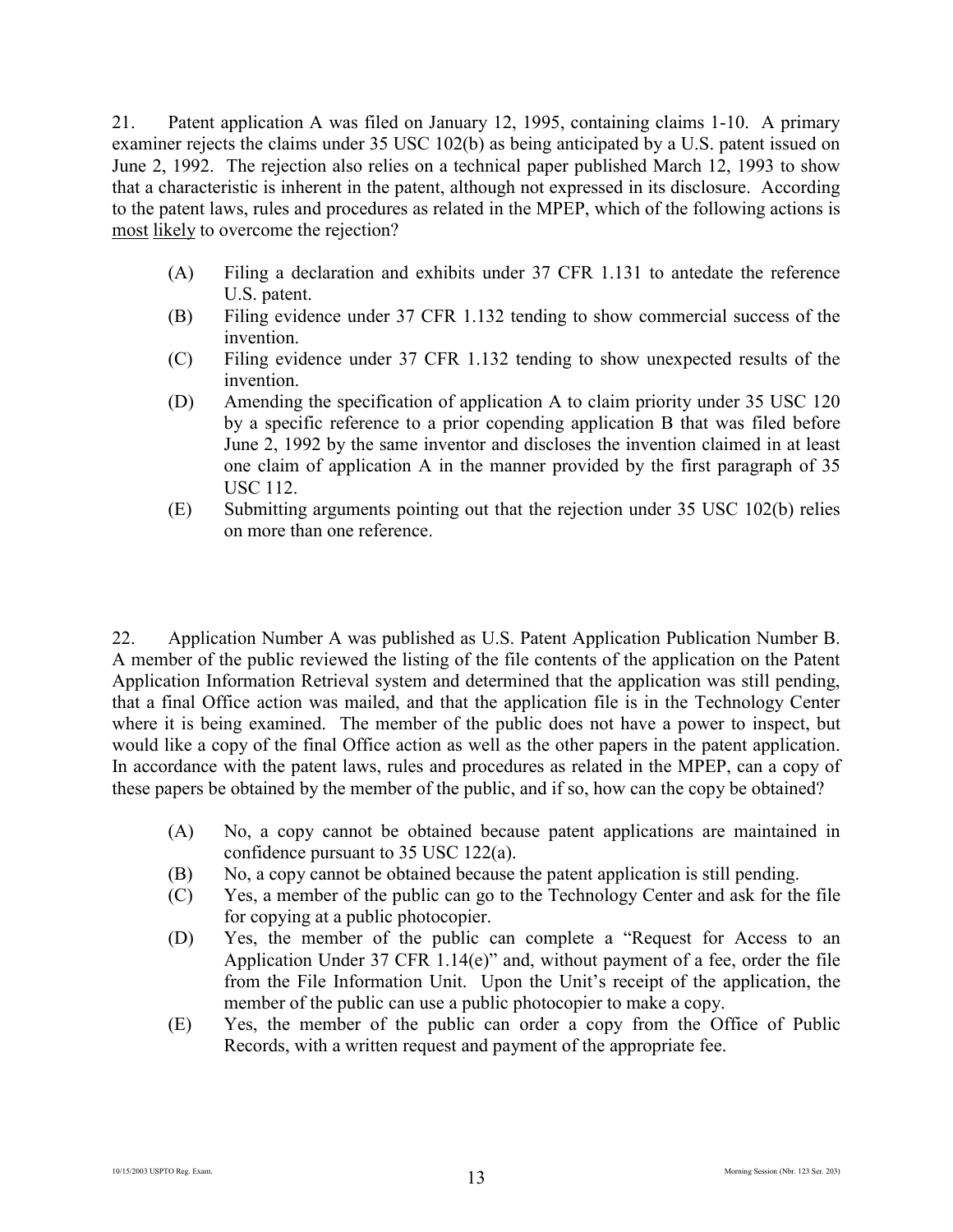21. Patent application A was filed on January 12, 1995, containing claims 1-10. A primary examiner rejects the claims under 35 USC 102(b) as being anticipated by a U.S. patent issued on June 2, 1992. The rejection also relies on a technical paper published March 12, 1993 to show that a characteristic is inherent in the patent, although not expressed in its disclosure. According to the patent laws, rules and procedures as related in the MPEP, which of the following actions is <u>most</u> <u>likely</u> to overcome the rejection?

(A) Filing a declaration and exhibits under 37 CFR 1.131 to antedate the reference U.S. patent.

(B) Filing evidence under 37 CFR 1.132 tending to show commercial success of the invention.

(C) Filing evidence under 37 CFR 1.132 tending to show unexpected results of the invention.

(D) Amending the specification of application A to claim priority under 35 USC 120 by a specific reference to a prior copending application B that was filed before June 2, 1992 by the same inventor and discloses the invention claimed in at least one claim of application A in the manner provided by the first paragraph of 35 USC 112.

(E) Submitting arguments pointing out that the rejection under 35 USC 102(b) relies on more than one reference.

22. Application Number A was published as U.S. Patent Application Publication Number B. A member of the public reviewed the listing of the file contents of the application on the Patent Application Information Retrieval system and determined that the application was still pending, that a final Office action was mailed, and that the application file is in the Technology Center where it is being examined. The member of the public does not have a power to inspect, but would like a copy of the final Office action as well as the other papers in the patent application. In accordance with the patent laws, rules and procedures as related in the MPEP, can a copy of these papers be obtained by the member of the public, and if so, how can the copy be obtained?

(A) No, a copy cannot be obtained because patent applications are maintained in confidence pursuant to 35 USC 122(a).

(B) No, a copy cannot be obtained because the patent application is still pending.

(C) Yes, a member of the public can go to the Technology Center and ask for the file for copying at a public photocopier.

(D) Yes, the member of the public can complete a "Request for Access to an Application Under 37 CFR 1.14(e)" and, without payment of a fee, order the file from the File Information Unit. Upon the Unit's receipt of the application, the member of the public can use a public photocopier to make a copy.

(E) Yes, the member of the public can order a copy from the Office of Public Records, with a written request and payment of the appropriate fee.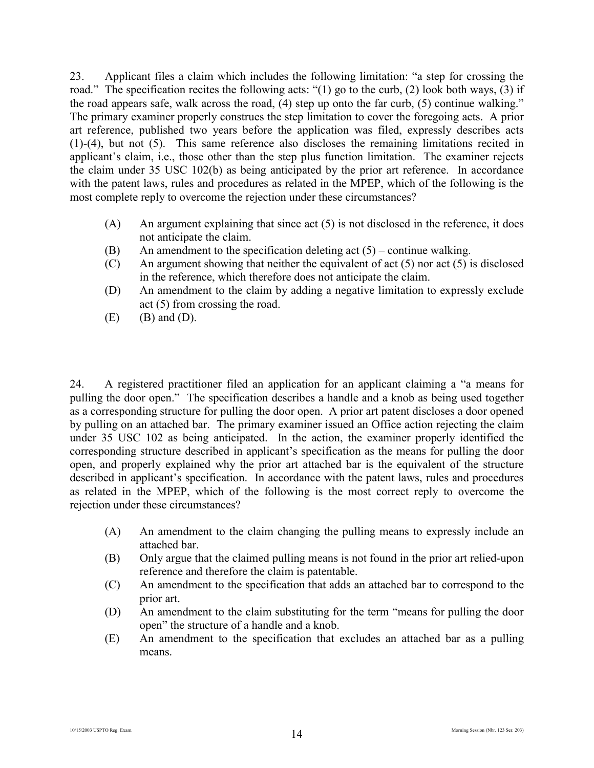23. Applicant files a claim which includes the following limitation: "a step for crossing the road." The specification recites the following acts: "(1) go to the curb, (2) look both ways, (3) if the road appears safe, walk across the road, (4) step up onto the far curb, (5) continue walking." The primary examiner properly construes the step limitation to cover the foregoing acts. A prior art reference, published two years before the application was filed, expressly describes acts (1)-(4), but not (5). This same reference also discloses the remaining limitations recited in applicant's claim, i.e., those other than the step plus function limitation. The examiner rejects the claim under 35 USC 102(b) as being anticipated by the prior art reference. In accordance with the patent laws, rules and procedures as related in the MPEP, which of the following is the most complete reply to overcome the rejection under these circumstances?

- (A) An argument explaining that since act (5) is not disclosed in the reference, it does not anticipate the claim.
- (B) An amendment to the specification deleting act (5) – continue walking.
- (C) An argument showing that neither the equivalent of act (5) nor act (5) is disclosed in the reference, which therefore does not anticipate the claim.
- (D) An amendment to the claim by adding a negative limitation to expressly exclude act (5) from crossing the road.
- (E) (B) and (D).

24. A registered practitioner filed an application for an applicant claiming a "a means for pulling the door open." The specification describes a handle and a knob as being used together as a corresponding structure for pulling the door open. A prior art patent discloses a door opened by pulling on an attached bar. The primary examiner issued an Office action rejecting the claim under 35 USC 102 as being anticipated. In the action, the examiner properly identified the corresponding structure described in applicant's specification as the means for pulling the door open, and properly explained why the prior art attached bar is the equivalent of the structure described in applicant's specification. In accordance with the patent laws, rules and procedures as related in the MPEP, which of the following is the most correct reply to overcome the rejection under these circumstances?

- (A) An amendment to the claim changing the pulling means to expressly include an attached bar.
- (B) Only argue that the claimed pulling means is not found in the prior art relied-upon reference and therefore the claim is patentable.
- (C) An amendment to the specification that adds an attached bar to correspond to the prior art.
- (D) An amendment to the claim substituting for the term "means for pulling the door open" the structure of a handle and a knob.
- (E) An amendment to the specification that excludes an attached bar as a pulling means.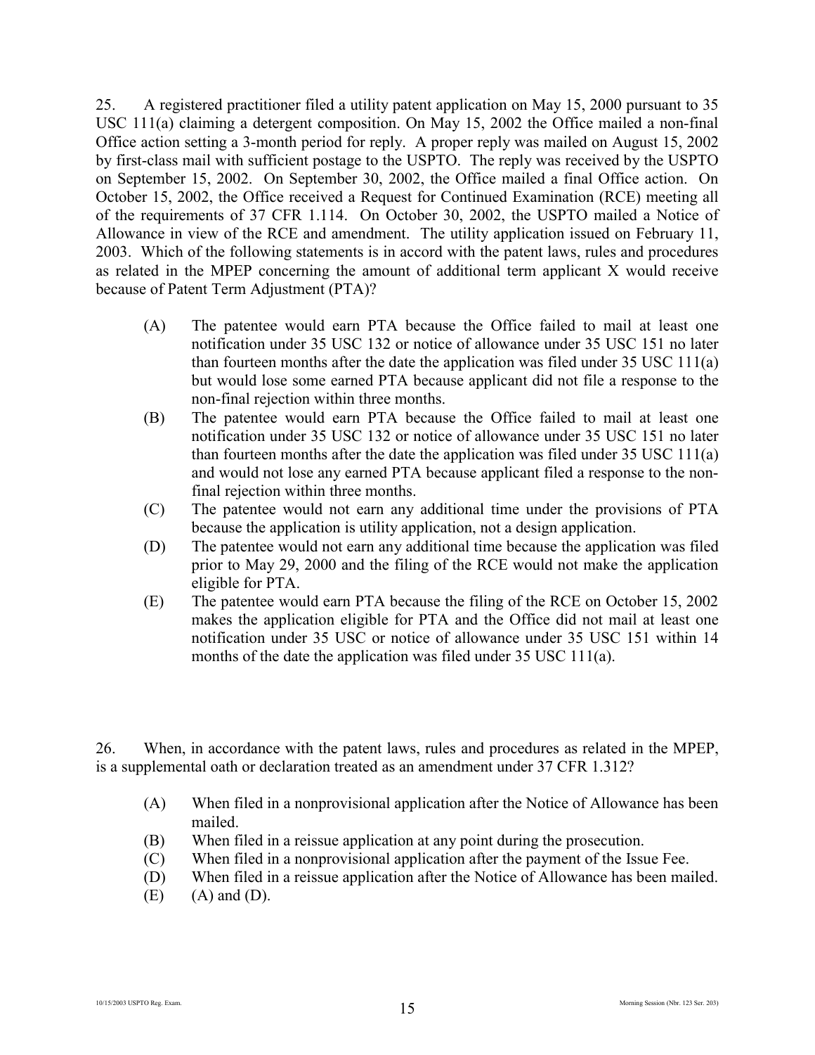25. A registered practitioner filed a utility patent application on May 15, 2000 pursuant to 35 USC 111(a) claiming a detergent composition. On May 15, 2002 the Office mailed a non-final Office action setting a 3-month period for reply. A proper reply was mailed on August 15, 2002 by first-class mail with sufficient postage to the USPTO. The reply was received by the USPTO on September 15, 2002. On September 30, 2002, the Office mailed a final Office action. On October 15, 2002, the Office received a Request for Continued Examination (RCE) meeting all of the requirements of 37 CFR 1.114. On October 30, 2002, the USPTO mailed a Notice of Allowance in view of the RCE and amendment. The utility application issued on February 11, 2003. Which of the following statements is in accord with the patent laws, rules and procedures as related in the MPEP concerning the amount of additional term applicant X would receive because of Patent Term Adjustment (PTA)?

(A) The patentee would earn PTA because the Office failed to mail at least one notification under 35 USC 132 or notice of allowance under 35 USC 151 no later than fourteen months after the date the application was filed under 35 USC 111(a) but would lose some earned PTA because applicant did not file a response to the non-final rejection within three months.

(B) The patentee would earn PTA because the Office failed to mail at least one notification under 35 USC 132 or notice of allowance under 35 USC 151 no later than fourteen months after the date the application was filed under 35 USC 111(a) and would not lose any earned PTA because applicant filed a response to the non-final rejection within three months.

(C) The patentee would not earn any additional time under the provisions of PTA because the application is utility application, not a design application.

(D) The patentee would not earn any additional time because the application was filed prior to May 29, 2000 and the filing of the RCE would not make the application eligible for PTA.

(E) The patentee would earn PTA because the filing of the RCE on October 15, 2002 makes the application eligible for PTA and the Office did not mail at least one notification under 35 USC or notice of allowance under 35 USC 151 within 14 months of the date the application was filed under 35 USC 111(a).

26. When, in accordance with the patent laws, rules and procedures as related in the MPEP, is a supplemental oath or declaration treated as an amendment under 37 CFR 1.312?

(A) When filed in a nonprovisional application after the Notice of Allowance has been mailed.

(B) When filed in a reissue application at any point during the prosecution.

(C) When filed in a nonprovisional application after the payment of the Issue Fee.

(D) When filed in a reissue application after the Notice of Allowance has been mailed.

(E) (A) and (D).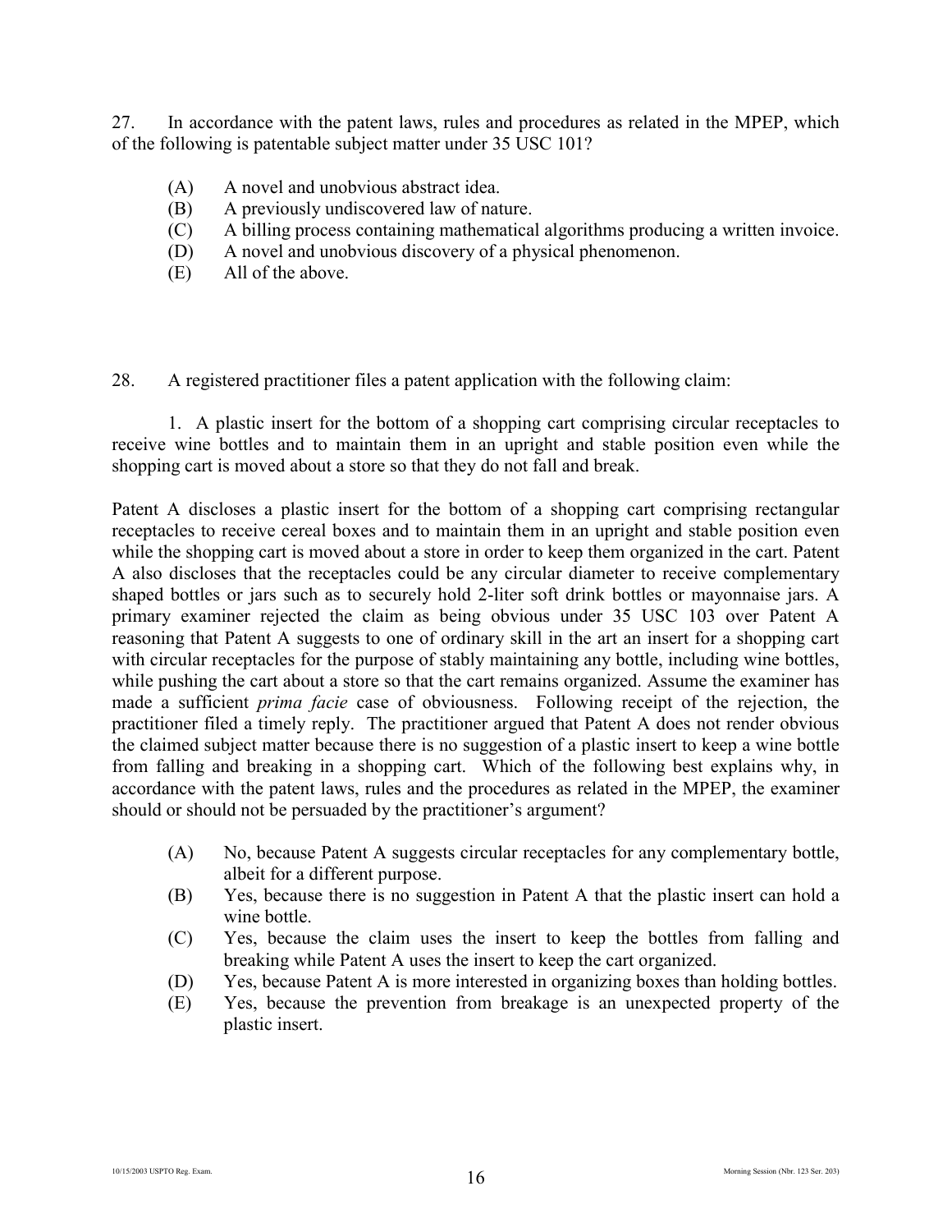27. In accordance with the patent laws, rules and procedures as related in the MPEP, which of the following is patentable subject matter under 35 USC 101?

- (A) A novel and unobvious abstract idea.
- (B) A previously undiscovered law of nature.
- (C) A billing process containing mathematical algorithms producing a written invoice.
- (D) A novel and unobvious discovery of a physical phenomenon.
- (E) All of the above.

28. A registered practitioner files a patent application with the following claim:

1. A plastic insert for the bottom of a shopping cart comprising circular receptacles to receive wine bottles and to maintain them in an upright and stable position even while the shopping cart is moved about a store so that they do not fall and break.

Patent A discloses a plastic insert for the bottom of a shopping cart comprising rectangular receptacles to receive cereal boxes and to maintain them in an upright and stable position even while the shopping cart is moved about a store in order to keep them organized in the cart. Patent A also discloses that the receptacles could be any circular diameter to receive complementary shaped bottles or jars such as to securely hold 2-liter soft drink bottles or mayonnaise jars. A primary examiner rejected the claim as being obvious under 35 USC 103 over Patent A reasoning that Patent A suggests to one of ordinary skill in the art an insert for a shopping cart with circular receptacles for the purpose of stably maintaining any bottle, including wine bottles, while pushing the cart about a store so that the cart remains organized. Assume the examiner has made a sufficient *prima facie* case of obviousness. Following receipt of the rejection, the practitioner filed a timely reply. The practitioner argued that Patent A does not render obvious the claimed subject matter because there is no suggestion of a plastic insert to keep a wine bottle from falling and breaking in a shopping cart. Which of the following best explains why, in accordance with the patent laws, rules and the procedures as related in the MPEP, the examiner should or should not be persuaded by the practitioner's argument?

- (A) No, because Patent A suggests circular receptacles for any complementary bottle, albeit for a different purpose.
- (B) Yes, because there is no suggestion in Patent A that the plastic insert can hold a wine bottle.
- (C) Yes, because the claim uses the insert to keep the bottles from falling and breaking while Patent A uses the insert to keep the cart organized.
- (D) Yes, because Patent A is more interested in organizing boxes than holding bottles.
- (E) Yes, because the prevention from breakage is an unexpected property of the plastic insert.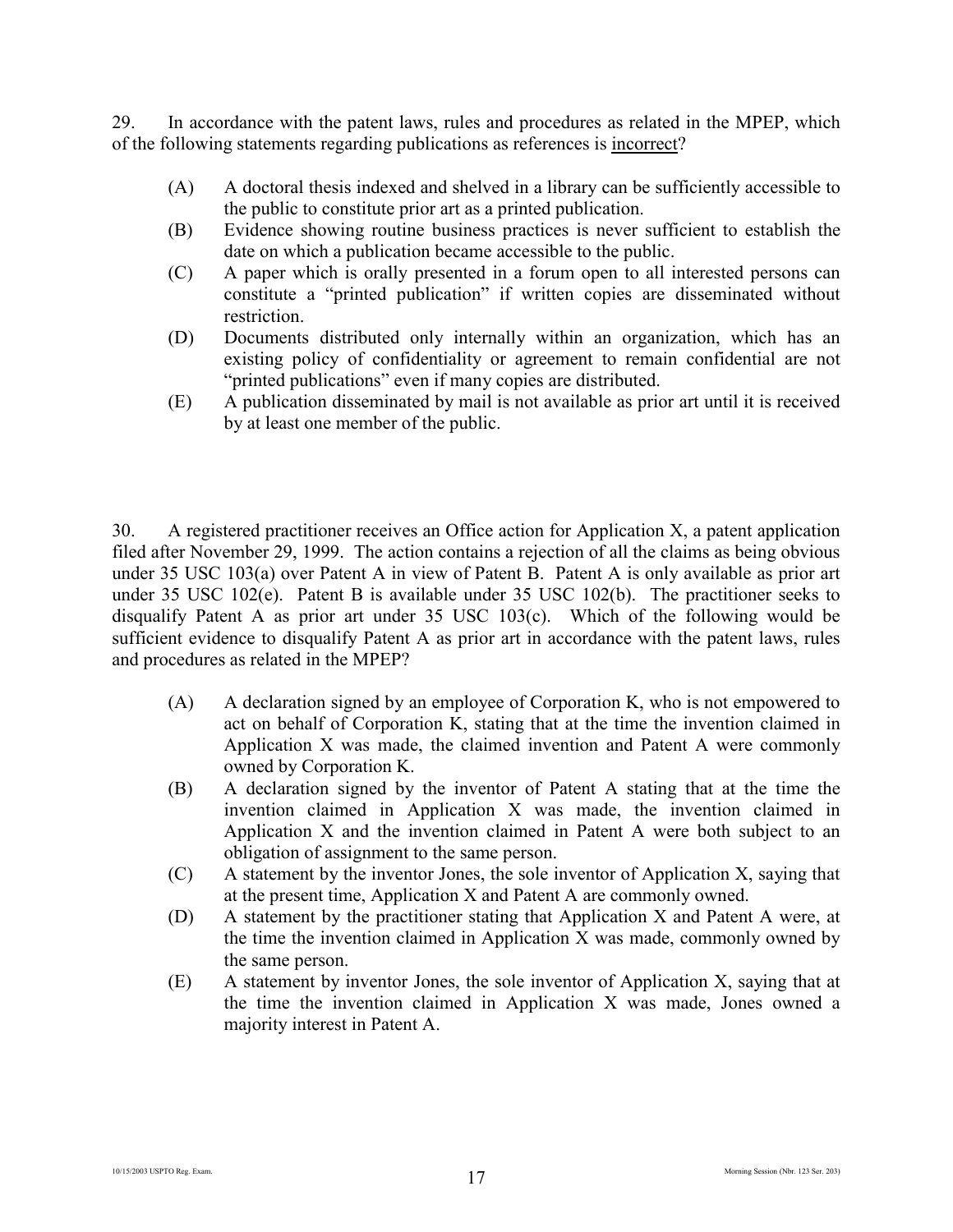29. In accordance with the patent laws, rules and procedures as related in the MPEP, which of the following statements regarding publications as references is incorrect?

(A) A doctoral thesis indexed and shelved in a library can be sufficiently accessible to the public to constitute prior art as a printed publication.

(B) Evidence showing routine business practices is never sufficient to establish the date on which a publication became accessible to the public.

(C) A paper which is orally presented in a forum open to all interested persons can constitute a "printed publication" if written copies are disseminated without restriction.

(D) Documents distributed only internally within an organization, which has an existing policy of confidentiality or agreement to remain confidential are not "printed publications" even if many copies are distributed.

(E) A publication disseminated by mail is not available as prior art until it is received by at least one member of the public.

30. A registered practitioner receives an Office action for Application X, a patent application filed after November 29, 1999. The action contains a rejection of all the claims as being obvious under 35 USC 103(a) over Patent A in view of Patent B. Patent A is only available as prior art under 35 USC 102(e). Patent B is available under 35 USC 102(b). The practitioner seeks to disqualify Patent A as prior art under 35 USC 103(c). Which of the following would be sufficient evidence to disqualify Patent A as prior art in accordance with the patent laws, rules and procedures as related in the MPEP?

(A) A declaration signed by an employee of Corporation K, who is not empowered to act on behalf of Corporation K, stating that at the time the invention claimed in Application X was made, the claimed invention and Patent A were commonly owned by Corporation K.

(B) A declaration signed by the inventor of Patent A stating that at the time the invention claimed in Application X was made, the invention claimed in Application X and the invention claimed in Patent A were both subject to an obligation of assignment to the same person.

(C) A statement by the inventor Jones, the sole inventor of Application X, saying that at the present time, Application X and Patent A are commonly owned.

(D) A statement by the practitioner stating that Application X and Patent A were, at the time the invention claimed in Application X was made, commonly owned by the same person.

(E) A statement by inventor Jones, the sole inventor of Application X, saying that at the time the invention claimed in Application X was made, Jones owned a majority interest in Patent A.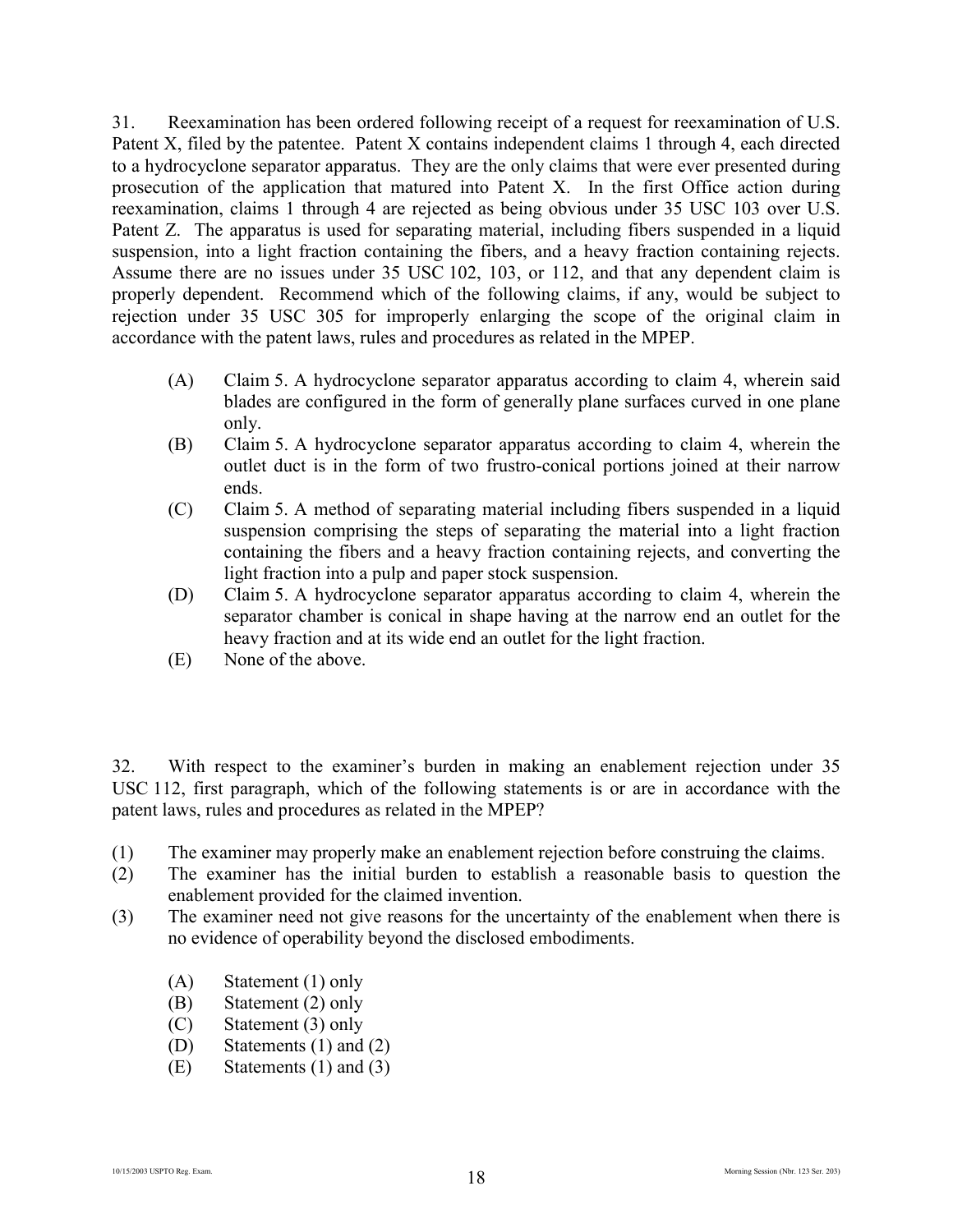31. Reexamination has been ordered following receipt of a request for reexamination of U.S. Patent X, filed by the patentee. Patent X contains independent claims 1 through 4, each directed to a hydrocyclone separator apparatus. They are the only claims that were ever presented during prosecution of the application that matured into Patent X. In the first Office action during reexamination, claims 1 through 4 are rejected as being obvious under 35 USC 103 over U.S. Patent Z. The apparatus is used for separating material, including fibers suspended in a liquid suspension, into a light fraction containing the fibers, and a heavy fraction containing rejects. Assume there are no issues under 35 USC 102, 103, or 112, and that any dependent claim is properly dependent. Recommend which of the following claims, if any, would be subject to rejection under 35 USC 305 for improperly enlarging the scope of the original claim in accordance with the patent laws, rules and procedures as related in the MPEP.

- (A) Claim 5. A hydrocyclone separator apparatus according to claim 4, wherein said blades are configured in the form of generally plane surfaces curved in one plane only.
- (B) Claim 5. A hydrocyclone separator apparatus according to claim 4, wherein the outlet duct is in the form of two frustro-conical portions joined at their narrow ends.
- (C) Claim 5. A method of separating material including fibers suspended in a liquid suspension comprising the steps of separating the material into a light fraction containing the fibers and a heavy fraction containing rejects, and converting the light fraction into a pulp and paper stock suspension.
- (D) Claim 5. A hydrocyclone separator apparatus according to claim 4, wherein the separator chamber is conical in shape having at the narrow end an outlet for the heavy fraction and at its wide end an outlet for the light fraction.
- (E) None of the above.

32. With respect to the examiner's burden in making an enablement rejection under 35 USC 112, first paragraph, which of the following statements is or are in accordance with the patent laws, rules and procedures as related in the MPEP?

(1) The examiner may properly make an enablement rejection before construing the claims.
(2) The examiner has the initial burden to establish a reasonable basis to question the enablement provided for the claimed invention.
(3) The examiner need not give reasons for the uncertainty of the enablement when there is no evidence of operability beyond the disclosed embodiments.

- (A) Statement (1) only
- (B) Statement (2) only
- (C) Statement (3) only
- (D) Statements (1) and (2)
- (E) Statements (1) and (3)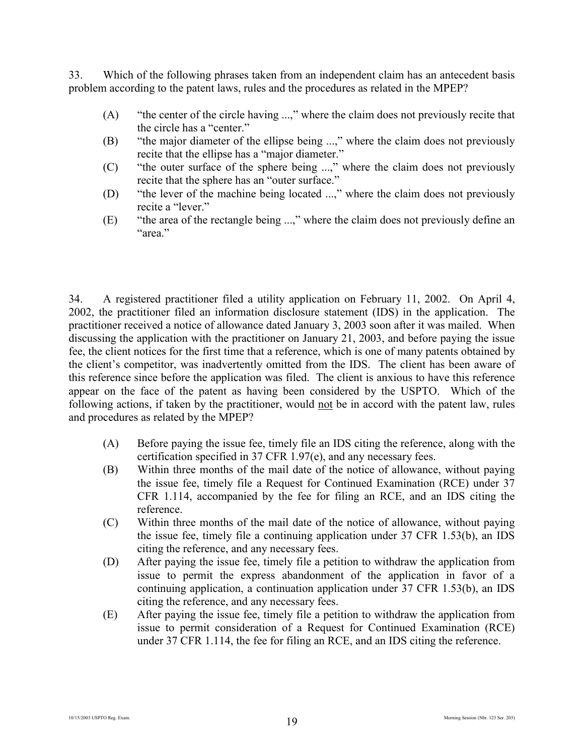33. Which of the following phrases taken from an independent claim has an antecedent basis problem according to the patent laws, rules and the procedures as related in the MPEP?

(A) "the center of the circle having ...," where the claim does not previously recite that the circle has a "center."

(B) "the major diameter of the ellipse being ...," where the claim does not previously recite that the ellipse has a "major diameter."

(C) "the outer surface of the sphere being ...," where the claim does not previously recite that the sphere has an "outer surface."

(D) "the lever of the machine being located ...," where the claim does not previously recite a "lever."

(E) "the area of the rectangle being ...," where the claim does not previously define an "area."

34. A registered practitioner filed a utility application on February 11, 2002. On April 4, 2002, the practitioner filed an information disclosure statement (IDS) in the application. The practitioner received a notice of allowance dated January 3, 2003 soon after it was mailed. When discussing the application with the practitioner on January 21, 2003, and before paying the issue fee, the client notices for the first time that a reference, which is one of many patents obtained by the client's competitor, was inadvertently omitted from the IDS. The client has been aware of this reference since before the application was filed. The client is anxious to have this reference appear on the face of the patent as having been considered by the USPTO. Which of the following actions, if taken by the practitioner, would not be in accord with the patent law, rules and procedures as related by the MPEP?

(A) Before paying the issue fee, timely file an IDS citing the reference, along with the certification specified in 37 CFR 1.97(e), and any necessary fees.

(B) Within three months of the mail date of the notice of allowance, without paying the issue fee, timely file a Request for Continued Examination (RCE) under 37 CFR 1.114, accompanied by the fee for filing an RCE, and an IDS citing the reference.

(C) Within three months of the mail date of the notice of allowance, without paying the issue fee, timely file a continuing application under 37 CFR 1.53(b), an IDS citing the reference, and any necessary fees.

(D) After paying the issue fee, timely file a petition to withdraw the application from issue to permit the express abandonment of the application in favor of a continuing application, a continuation application under 37 CFR 1.53(b), an IDS citing the reference, and any necessary fees.

(E) After paying the issue fee, timely file a petition to withdraw the application from issue to permit consideration of a Request for Continued Examination (RCE) under 37 CFR 1.114, the fee for filing an RCE, and an IDS citing the reference.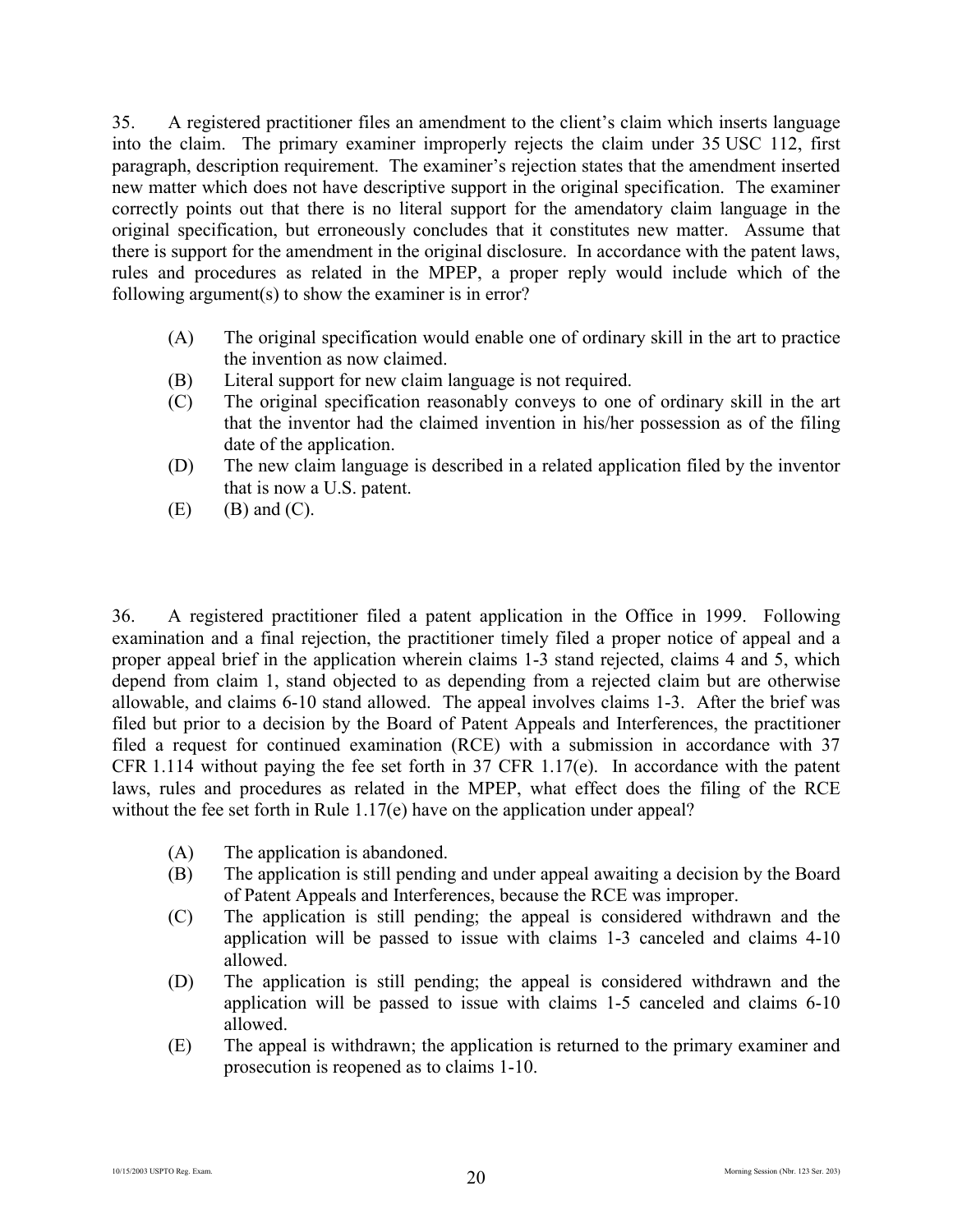35. A registered practitioner files an amendment to the client's claim which inserts language into the claim. The primary examiner improperly rejects the claim under 35 USC 112, first paragraph, description requirement. The examiner's rejection states that the amendment inserted new matter which does not have descriptive support in the original specification. The examiner correctly points out that there is no literal support for the amendatory claim language in the original specification, but erroneously concludes that it constitutes new matter. Assume that there is support for the amendment in the original disclosure. In accordance with the patent laws, rules and procedures as related in the MPEP, a proper reply would include which of the following argument(s) to show the examiner is in error?

- (A) The original specification would enable one of ordinary skill in the art to practice the invention as now claimed.
- (B) Literal support for new claim language is not required.
- (C) The original specification reasonably conveys to one of ordinary skill in the art that the inventor had the claimed invention in his/her possession as of the filing date of the application.
- (D) The new claim language is described in a related application filed by the inventor that is now a U.S. patent.
- (E) (B) and (C).

36. A registered practitioner filed a patent application in the Office in 1999. Following examination and a final rejection, the practitioner timely filed a proper notice of appeal and a proper appeal brief in the application wherein claims 1-3 stand rejected, claims 4 and 5, which depend from claim 1, stand objected to as depending from a rejected claim but are otherwise allowable, and claims 6-10 stand allowed. The appeal involves claims 1-3. After the brief was filed but prior to a decision by the Board of Patent Appeals and Interferences, the practitioner filed a request for continued examination (RCE) with a submission in accordance with 37 CFR 1.114 without paying the fee set forth in 37 CFR 1.17(e). In accordance with the patent laws, rules and procedures as related in the MPEP, what effect does the filing of the RCE without the fee set forth in Rule 1.17(e) have on the application under appeal?

- (A) The application is abandoned.
- (B) The application is still pending and under appeal awaiting a decision by the Board of Patent Appeals and Interferences, because the RCE was improper.
- (C) The application is still pending; the appeal is considered withdrawn and the application will be passed to issue with claims 1-3 canceled and claims 4-10 allowed.
- (D) The application is still pending; the appeal is considered withdrawn and the application will be passed to issue with claims 1-5 canceled and claims 6-10 allowed.
- (E) The appeal is withdrawn; the application is returned to the primary examiner and prosecution is reopened as to claims 1-10.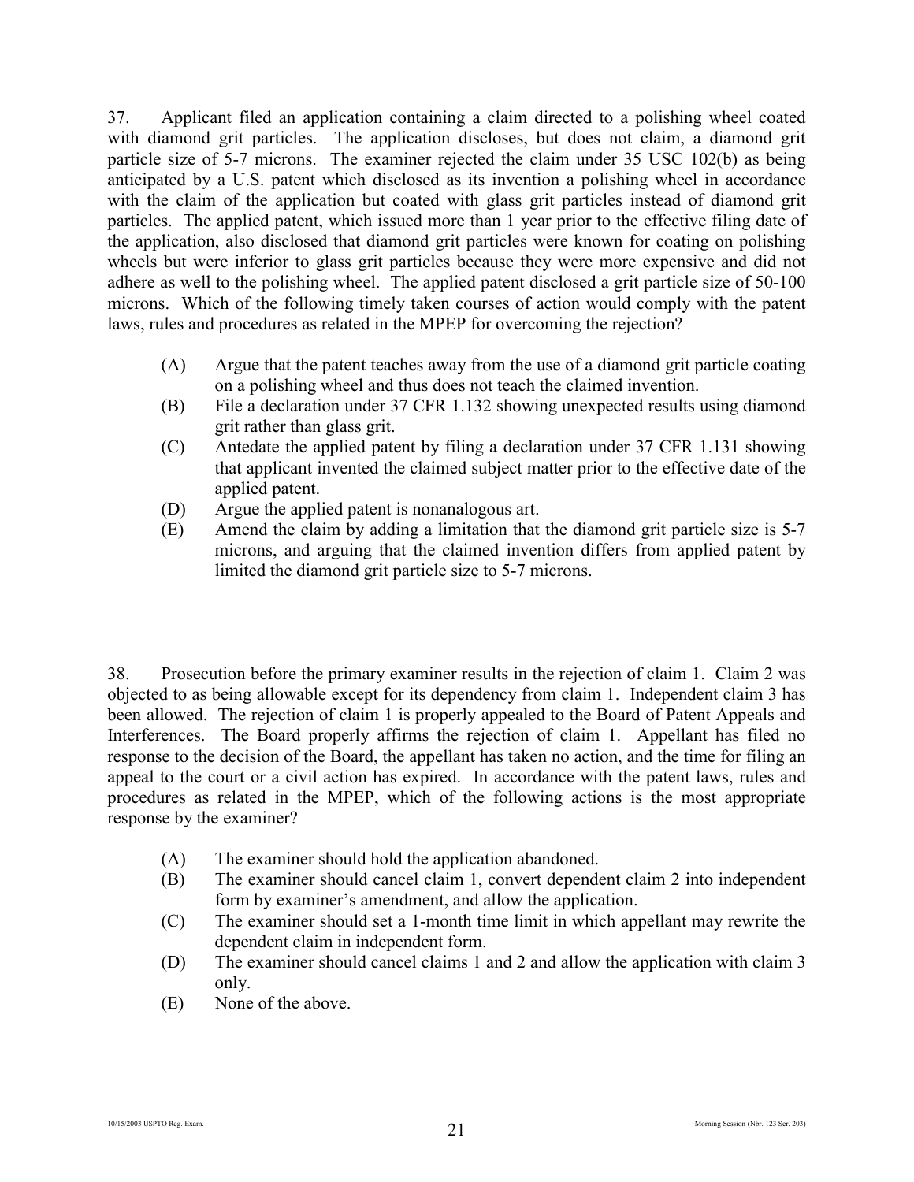37. Applicant filed an application containing a claim directed to a polishing wheel coated with diamond grit particles. The application discloses, but does not claim, a diamond grit particle size of 5-7 microns. The examiner rejected the claim under 35 USC 102(b) as being anticipated by a U.S. patent which disclosed as its invention a polishing wheel in accordance with the claim of the application but coated with glass grit particles instead of diamond grit particles. The applied patent, which issued more than 1 year prior to the effective filing date of the application, also disclosed that diamond grit particles were known for coating on polishing wheels but were inferior to glass grit particles because they were more expensive and did not adhere as well to the polishing wheel. The applied patent disclosed a grit particle size of 50-100 microns. Which of the following timely taken courses of action would comply with the patent laws, rules and procedures as related in the MPEP for overcoming the rejection?

(A) Argue that the patent teaches away from the use of a diamond grit particle coating on a polishing wheel and thus does not teach the claimed invention.
(B) File a declaration under 37 CFR 1.132 showing unexpected results using diamond grit rather than glass grit.
(C) Antedate the applied patent by filing a declaration under 37 CFR 1.131 showing that applicant invented the claimed subject matter prior to the effective date of the applied patent.
(D) Argue the applied patent is nonanalogous art.
(E) Amend the claim by adding a limitation that the diamond grit particle size is 5-7 microns, and arguing that the claimed invention differs from applied patent by limited the diamond grit particle size to 5-7 microns.

38. Prosecution before the primary examiner results in the rejection of claim 1. Claim 2 was objected to as being allowable except for its dependency from claim 1. Independent claim 3 has been allowed. The rejection of claim 1 is properly appealed to the Board of Patent Appeals and Interferences. The Board properly affirms the rejection of claim 1. Appellant has filed no response to the decision of the Board, the appellant has taken no action, and the time for filing an appeal to the court or a civil action has expired. In accordance with the patent laws, rules and procedures as related in the MPEP, which of the following actions is the most appropriate response by the examiner?

(A) The examiner should hold the application abandoned.
(B) The examiner should cancel claim 1, convert dependent claim 2 into independent form by examiner's amendment, and allow the application.
(C) The examiner should set a 1-month time limit in which appellant may rewrite the dependent claim in independent form.
(D) The examiner should cancel claims 1 and 2 and allow the application with claim 3 only.
(E) None of the above.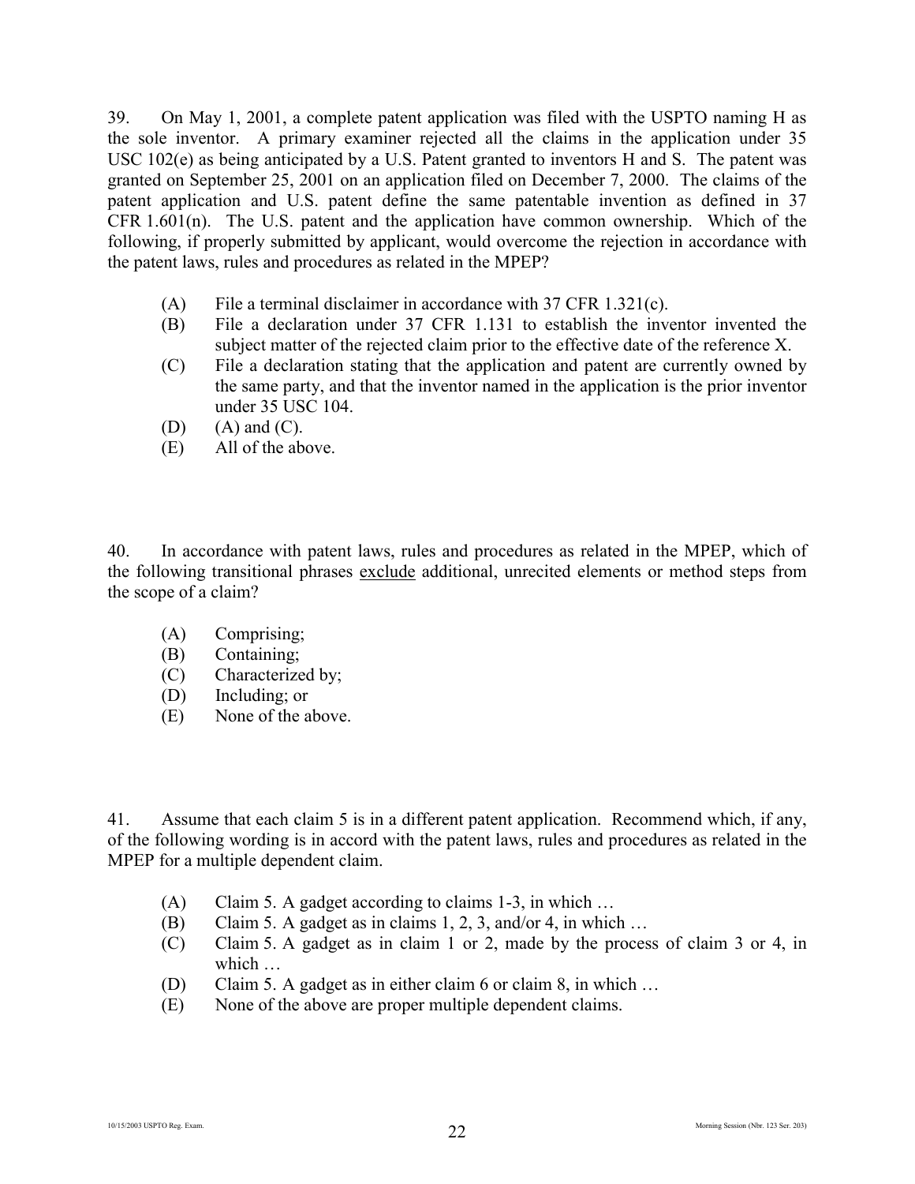39. On May 1, 2001, a complete patent application was filed with the USPTO naming H as the sole inventor. A primary examiner rejected all the claims in the application under 35 USC 102(e) as being anticipated by a U.S. Patent granted to inventors H and S. The patent was granted on September 25, 2001 on an application filed on December 7, 2000. The claims of the patent application and U.S. patent define the same patentable invention as defined in 37 CFR 1.601(n). The U.S. patent and the application have common ownership. Which of the following, if properly submitted by applicant, would overcome the rejection in accordance with the patent laws, rules and procedures as related in the MPEP?

- (A) File a terminal disclaimer in accordance with 37 CFR 1.321(c).
- (B) File a declaration under 37 CFR 1.131 to establish the inventor invented the subject matter of the rejected claim prior to the effective date of the reference X.
- (C) File a declaration stating that the application and patent are currently owned by the same party, and that the inventor named in the application is the prior inventor under 35 USC 104.
- (D) (A) and (C).
- (E) All of the above.

40. In accordance with patent laws, rules and procedures as related in the MPEP, which of the following transitional phrases <u>exclude</u> additional, unrecited elements or method steps from the scope of a claim?

- (A) Comprising;
- (B) Containing;
- (C) Characterized by;
- (D) Including; or
- (E) None of the above.

41. Assume that each claim 5 is in a different patent application. Recommend which, if any, of the following wording is in accord with the patent laws, rules and procedures as related in the MPEP for a multiple dependent claim.

- (A) Claim 5. A gadget according to claims 1-3, in which …
- (B) Claim 5. A gadget as in claims 1, 2, 3, and/or 4, in which …
- (C) Claim 5. A gadget as in claim 1 or 2, made by the process of claim 3 or 4, in which …
- (D) Claim 5. A gadget as in either claim 6 or claim 8, in which …
- (E) None of the above are proper multiple dependent claims.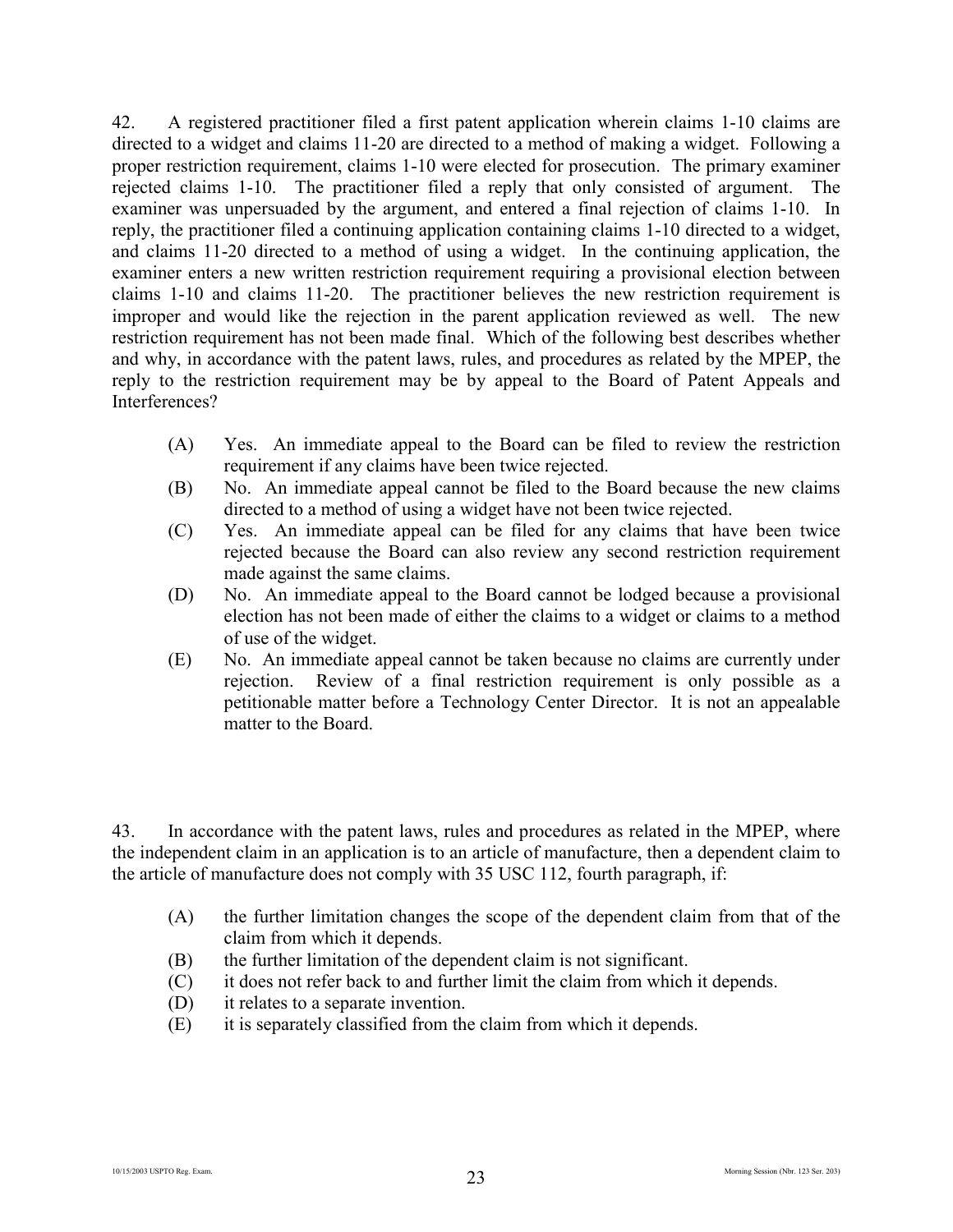42. A registered practitioner filed a first patent application wherein claims 1-10 claims are directed to a widget and claims 11-20 are directed to a method of making a widget. Following a proper restriction requirement, claims 1-10 were elected for prosecution. The primary examiner rejected claims 1-10. The practitioner filed a reply that only consisted of argument. The examiner was unpersuaded by the argument, and entered a final rejection of claims 1-10. In reply, the practitioner filed a continuing application containing claims 1-10 directed to a widget, and claims 11-20 directed to a method of using a widget. In the continuing application, the examiner enters a new written restriction requirement requiring a provisional election between claims 1-10 and claims 11-20. The practitioner believes the new restriction requirement is improper and would like the rejection in the parent application reviewed as well. The new restriction requirement has not been made final. Which of the following best describes whether and why, in accordance with the patent laws, rules, and procedures as related by the MPEP, the reply to the restriction requirement may be by appeal to the Board of Patent Appeals and Interferences?

(A) Yes. An immediate appeal to the Board can be filed to review the restriction requirement if any claims have been twice rejected.

(B) No. An immediate appeal cannot be filed to the Board because the new claims directed to a method of using a widget have not been twice rejected.

(C) Yes. An immediate appeal can be filed for any claims that have been twice rejected because the Board can also review any second restriction requirement made against the same claims.

(D) No. An immediate appeal to the Board cannot be lodged because a provisional election has not been made of either the claims to a widget or claims to a method of use of the widget.

(E) No. An immediate appeal cannot be taken because no claims are currently under rejection. Review of a final restriction requirement is only possible as a petitionable matter before a Technology Center Director. It is not an appealable matter to the Board.

43. In accordance with the patent laws, rules and procedures as related in the MPEP, where the independent claim in an application is to an article of manufacture, then a dependent claim to the article of manufacture does not comply with 35 USC 112, fourth paragraph, if:

(A) the further limitation changes the scope of the dependent claim from that of the claim from which it depends.

(B) the further limitation of the dependent claim is not significant.

(C) it does not refer back to and further limit the claim from which it depends.

(D) it relates to a separate invention.

(E) it is separately classified from the claim from which it depends.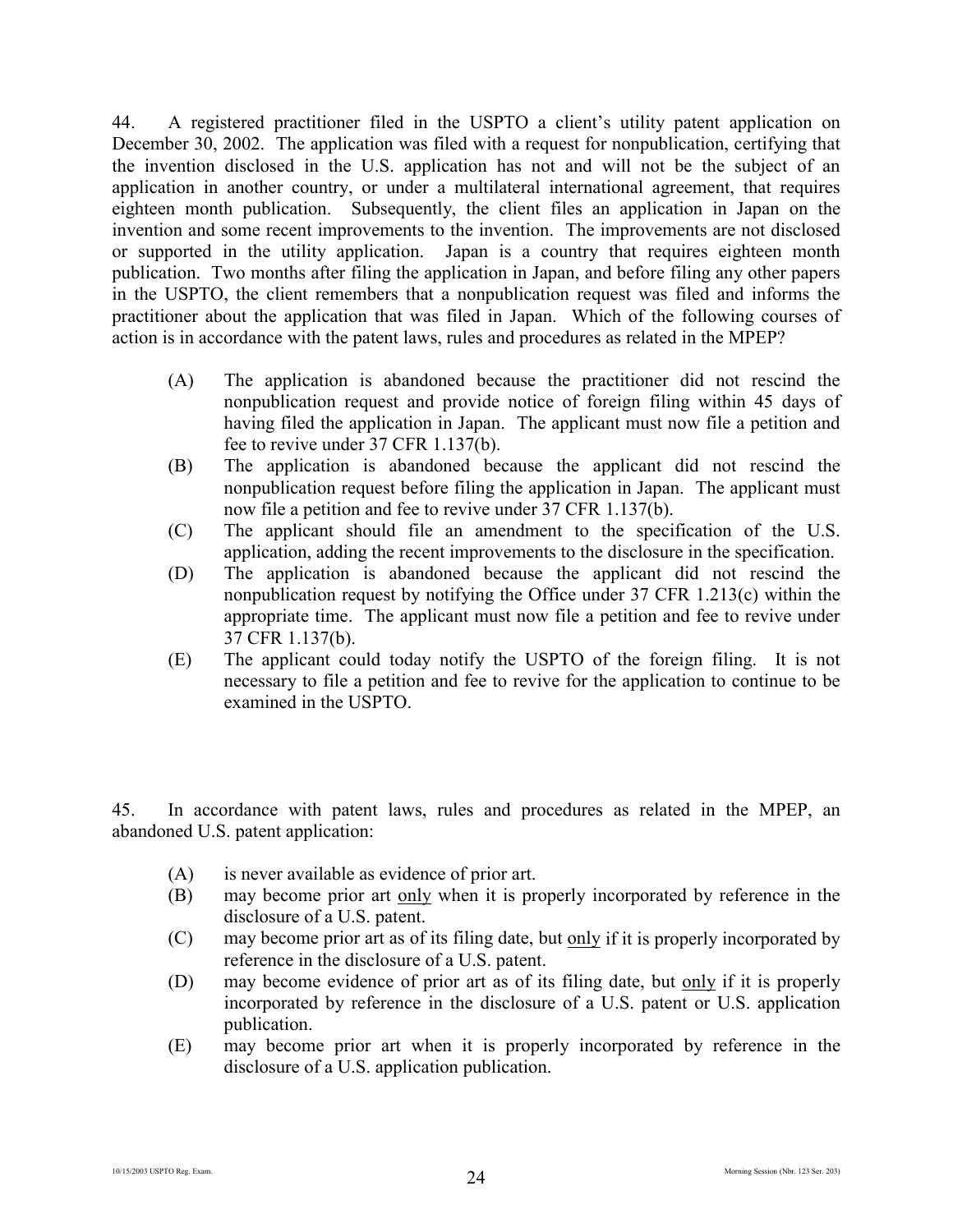44. A registered practitioner filed in the USPTO a client's utility patent application on December 30, 2002. The application was filed with a request for nonpublication, certifying that the invention disclosed in the U.S. application has not and will not be the subject of an application in another country, or under a multilateral international agreement, that requires eighteen month publication. Subsequently, the client files an application in Japan on the invention and some recent improvements to the invention. The improvements are not disclosed or supported in the utility application. Japan is a country that requires eighteen month publication. Two months after filing the application in Japan, and before filing any other papers in the USPTO, the client remembers that a nonpublication request was filed and informs the practitioner about the application that was filed in Japan. Which of the following courses of action is in accordance with the patent laws, rules and procedures as related in the MPEP?

(A) The application is abandoned because the practitioner did not rescind the nonpublication request and provide notice of foreign filing within 45 days of having filed the application in Japan. The applicant must now file a petition and fee to revive under 37 CFR 1.137(b).

(B) The application is abandoned because the applicant did not rescind the nonpublication request before filing the application in Japan. The applicant must now file a petition and fee to revive under 37 CFR 1.137(b).

(C) The applicant should file an amendment to the specification of the U.S. application, adding the recent improvements to the disclosure in the specification.

(D) The application is abandoned because the applicant did not rescind the nonpublication request by notifying the Office under 37 CFR 1.213(c) within the appropriate time. The applicant must now file a petition and fee to revive under 37 CFR 1.137(b).

(E) The applicant could today notify the USPTO of the foreign filing. It is not necessary to file a petition and fee to revive for the application to continue to be examined in the USPTO.

45. In accordance with patent laws, rules and procedures as related in the MPEP, an abandoned U.S. patent application:

(A) is never available as evidence of prior art.

(B) may become prior art <u>only</u> when it is properly incorporated by reference in the disclosure of a U.S. patent.

(C) may become prior art as of its filing date, but <u>only</u> if it is properly incorporated by reference in the disclosure of a U.S. patent.

(D) may become evidence of prior art as of its filing date, but <u>only</u> if it is properly incorporated by reference in the disclosure of a U.S. patent or U.S. application publication.

(E) may become prior art when it is properly incorporated by reference in the disclosure of a U.S. application publication.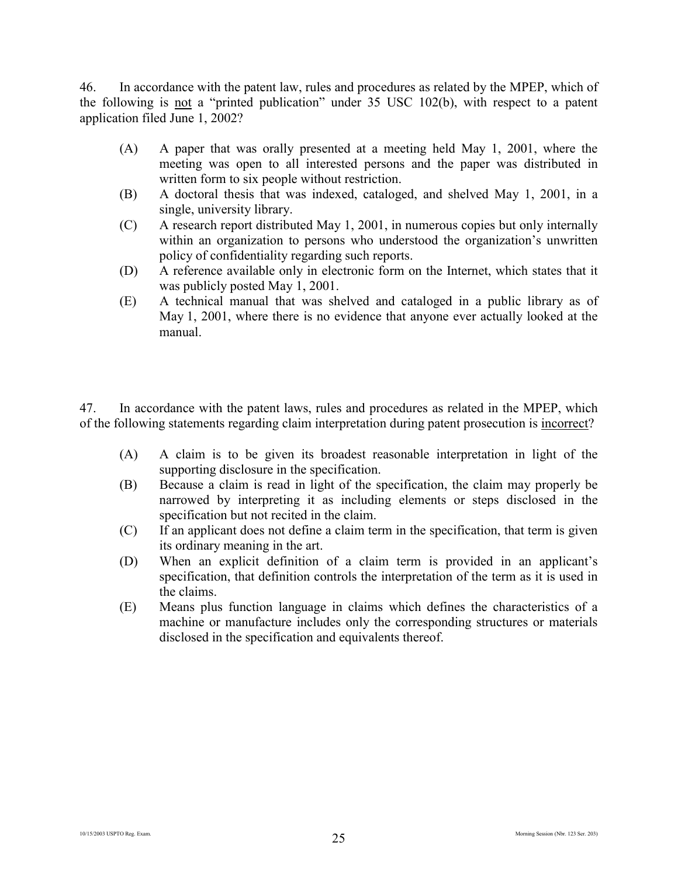46. In accordance with the patent law, rules and procedures as related by the MPEP, which of the following is <u>not</u> a "printed publication" under 35 USC 102(b), with respect to a patent application filed June 1, 2002?

(A) A paper that was orally presented at a meeting held May 1, 2001, where the meeting was open to all interested persons and the paper was distributed in written form to six people without restriction.

(B) A doctoral thesis that was indexed, cataloged, and shelved May 1, 2001, in a single, university library.

(C) A research report distributed May 1, 2001, in numerous copies but only internally within an organization to persons who understood the organization's unwritten policy of confidentiality regarding such reports.

(D) A reference available only in electronic form on the Internet, which states that it was publicly posted May 1, 2001.

(E) A technical manual that was shelved and cataloged in a public library as of May 1, 2001, where there is no evidence that anyone ever actually looked at the manual.

47. In accordance with the patent laws, rules and procedures as related in the MPEP, which of the following statements regarding claim interpretation during patent prosecution is <u>incorrect</u>?

(A) A claim is to be given its broadest reasonable interpretation in light of the supporting disclosure in the specification.

(B) Because a claim is read in light of the specification, the claim may properly be narrowed by interpreting it as including elements or steps disclosed in the specification but not recited in the claim.

(C) If an applicant does not define a claim term in the specification, that term is given its ordinary meaning in the art.

(D) When an explicit definition of a claim term is provided in an applicant's specification, that definition controls the interpretation of the term as it is used in the claims.

(E) Means plus function language in claims which defines the characteristics of a machine or manufacture includes only the corresponding structures or materials disclosed in the specification and equivalents thereof.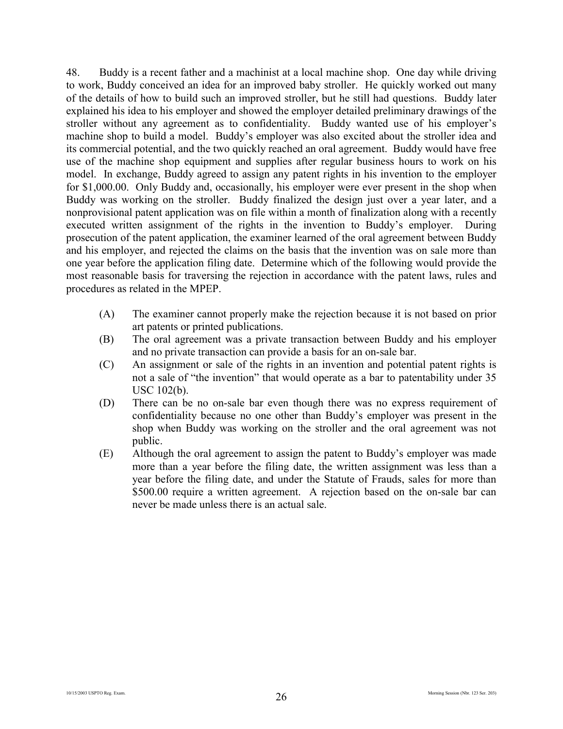48. Buddy is a recent father and a machinist at a local machine shop. One day while driving to work, Buddy conceived an idea for an improved baby stroller. He quickly worked out many of the details of how to build such an improved stroller, but he still had questions. Buddy later explained his idea to his employer and showed the employer detailed preliminary drawings of the stroller without any agreement as to confidentiality. Buddy wanted use of his employer's machine shop to build a model. Buddy's employer was also excited about the stroller idea and its commercial potential, and the two quickly reached an oral agreement. Buddy would have free use of the machine shop equipment and supplies after regular business hours to work on his model. In exchange, Buddy agreed to assign any patent rights in his invention to the employer for $1,000.00. Only Buddy and, occasionally, his employer were ever present in the shop when Buddy was working on the stroller. Buddy finalized the design just over a year later, and a nonprovisional patent application was on file within a month of finalization along with a recently executed written assignment of the rights in the invention to Buddy's employer. During prosecution of the patent application, the examiner learned of the oral agreement between Buddy and his employer, and rejected the claims on the basis that the invention was on sale more than one year before the application filing date. Determine which of the following would provide the most reasonable basis for traversing the rejection in accordance with the patent laws, rules and procedures as related in the MPEP.

(A) The examiner cannot properly make the rejection because it is not based on prior art patents or printed publications.

(B) The oral agreement was a private transaction between Buddy and his employer and no private transaction can provide a basis for an on-sale bar.

(C) An assignment or sale of the rights in an invention and potential patent rights is not a sale of "the invention" that would operate as a bar to patentability under 35 USC 102(b).

(D) There can be no on-sale bar even though there was no express requirement of confidentiality because no one other than Buddy's employer was present in the shop when Buddy was working on the stroller and the oral agreement was not public.

(E) Although the oral agreement to assign the patent to Buddy's employer was made more than a year before the filing date, the written assignment was less than a year before the filing date, and under the Statute of Frauds, sales for more than $500.00 require a written agreement. A rejection based on the on-sale bar can never be made unless there is an actual sale.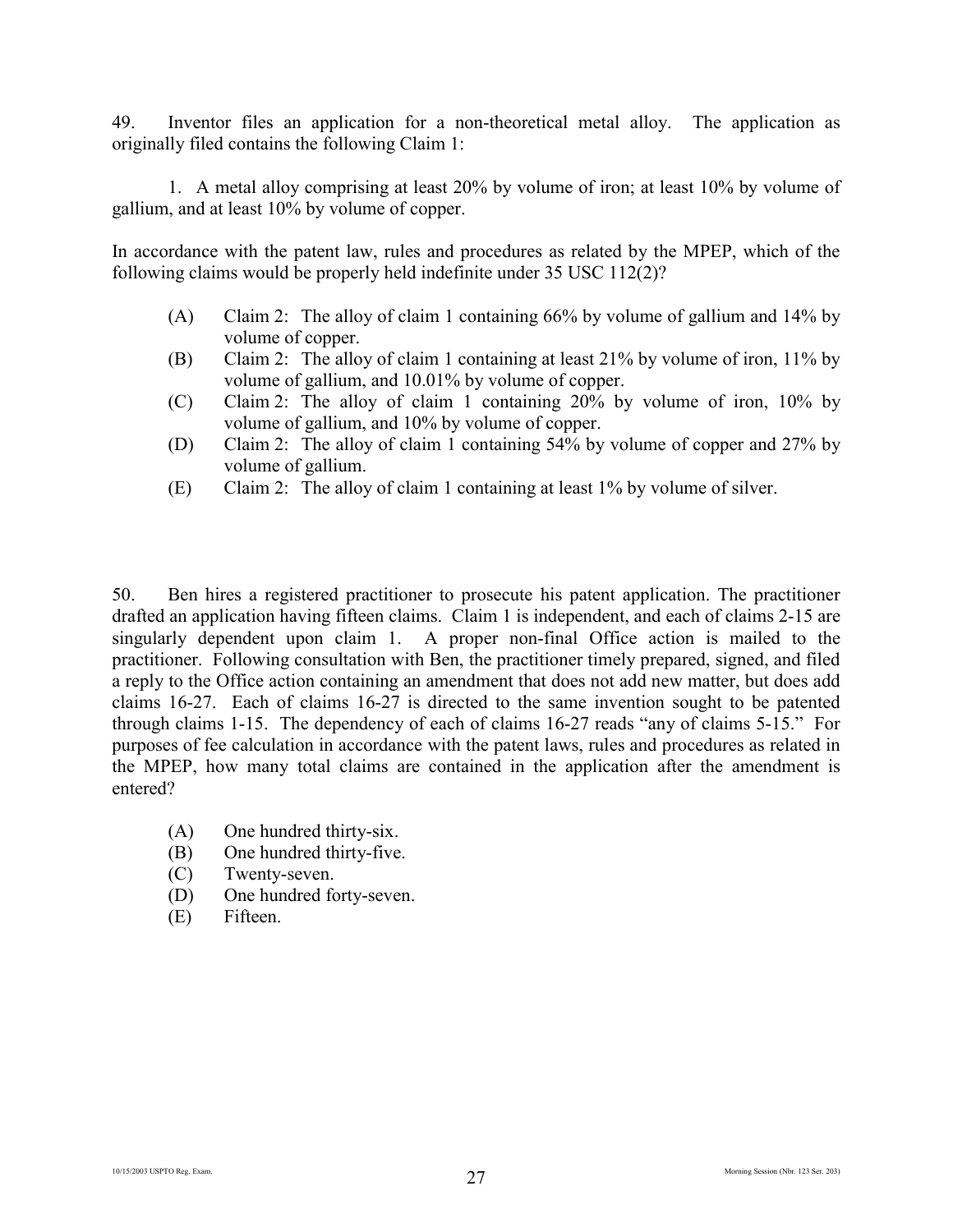49. Inventor files an application for a non-theoretical metal alloy. The application as originally filed contains the following Claim 1:

1. A metal alloy comprising at least 20% by volume of iron; at least 10% by volume of gallium, and at least 10% by volume of copper.

In accordance with the patent law, rules and procedures as related by the MPEP, which of the following claims would be properly held indefinite under 35 USC 112(2)?

- (A) Claim 2: The alloy of claim 1 containing 66% by volume of gallium and 14% by volume of copper.
- (B) Claim 2: The alloy of claim 1 containing at least 21% by volume of iron, 11% by volume of gallium, and 10.01% by volume of copper.
- (C) Claim 2: The alloy of claim 1 containing 20% by volume of iron, 10% by volume of gallium, and 10% by volume of copper.
- (D) Claim 2: The alloy of claim 1 containing 54% by volume of copper and 27% by volume of gallium.
- (E) Claim 2: The alloy of claim 1 containing at least 1% by volume of silver.

50. Ben hires a registered practitioner to prosecute his patent application. The practitioner drafted an application having fifteen claims. Claim 1 is independent, and each of claims 2-15 are singularly dependent upon claim 1. A proper non-final Office action is mailed to the practitioner. Following consultation with Ben, the practitioner timely prepared, signed, and filed a reply to the Office action containing an amendment that does not add new matter, but does add claims 16-27. Each of claims 16-27 is directed to the same invention sought to be patented through claims 1-15. The dependency of each of claims 16-27 reads "any of claims 5-15." For purposes of fee calculation in accordance with the patent laws, rules and procedures as related in the MPEP, how many total claims are contained in the application after the amendment is entered?

- (A) One hundred thirty-six.
- (B) One hundred thirty-five.
- (C) Twenty-seven.
- (D) One hundred forty-seven.
- (E) Fifteen.